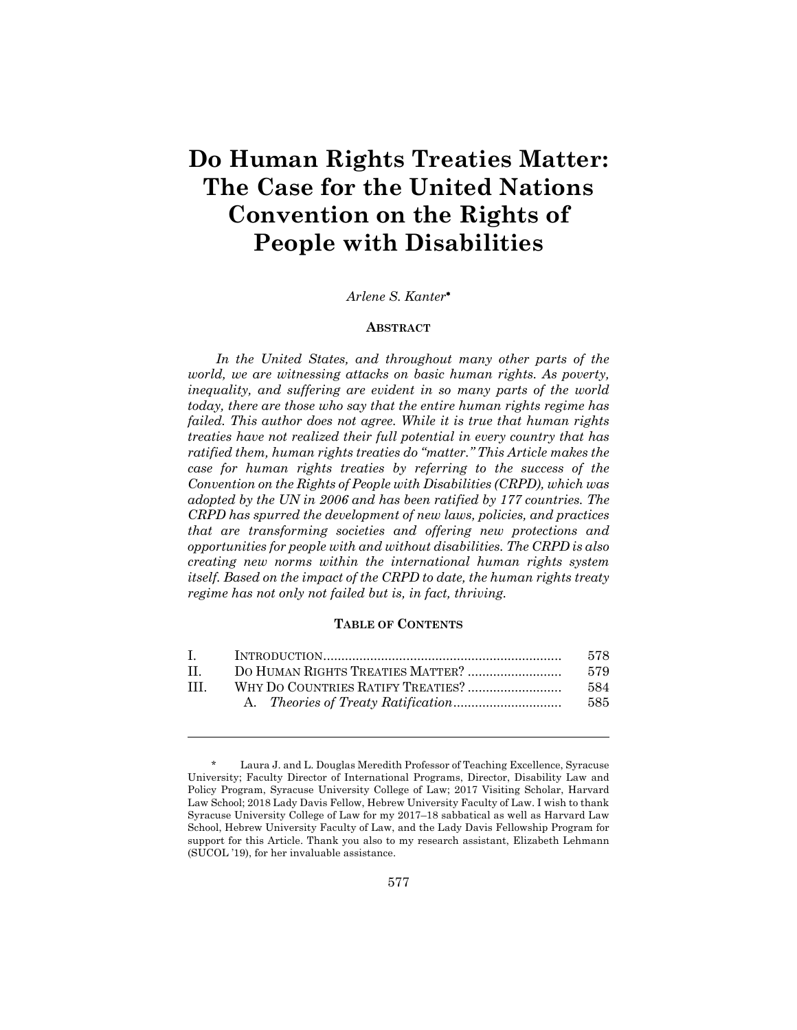# Do Human Rights Treaties Matter: The Case for the United Nations Convention on the Rights of People with Disabilities

*Arlene S. Kanter*\*

## ABSTRACT

*In the United States, and throughout many other parts of the world, we are witnessing attacks on basic human rights. As poverty, inequality, and suffering are evident in so many parts of the world today, there are those who say that the entire human rights regime has failed. This author does not agree. While it is true that human rights treaties have not realized their full potential in every country that has ratified them, human rights treaties do "matter." This Article makes the case for human rights treaties by referring to the success of the Convention on the Rights of People with Disabilities (CRPD), which was adopted by the UN in 2006 and has been ratified by 177 countries. The CRPD has spurred the development of new laws, policies, and practices that are transforming societies and offering new protections and opportunities for people with and without disabilities. The CRPD is also creating new norms within the international human rights system itself. Based on the impact of the CRPD to date, the human rights treaty regime has not only not failed but is, in fact, thriving.*

## TABLE OF CONTENTS

| | | |
|---|---|---|
| I. | INTRODUCTION | 578 |
| II. | DO HUMAN RIGHTS TREATIES MATTER? | 579 |
| III. | WHY DO COUNTRIES RATIFY TREATIES? | 584 |
| | A. *Theories of Treaty Ratification* | 585 |

---

\* Laura J. and L. Douglas Meredith Professor of Teaching Excellence, Syracuse University; Faculty Director of International Programs, Director, Disability Law and Policy Program, Syracuse University College of Law; 2017 Visiting Scholar, Harvard Law School; 2018 Lady Davis Fellow, Hebrew University Faculty of Law. I wish to thank Syracuse University College of Law for my 2017–18 sabbatical as well as Harvard Law School, Hebrew University Faculty of Law, and the Lady Davis Fellowship Program for support for this Article. Thank you also to my research assistant, Elizabeth Lehmann (SUCOL '19), for her invaluable assistance.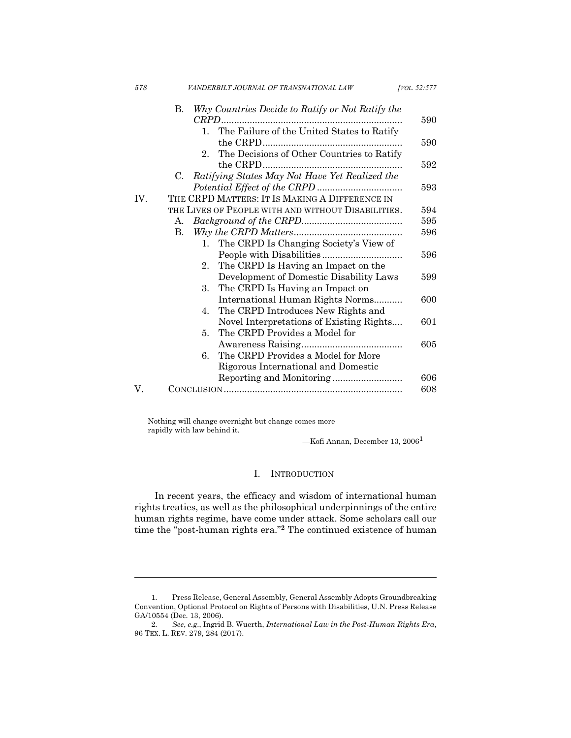B. *Why Countries Decide to Ratify or Not Ratify the CRPD* ..... 590
   1. The Failure of the United States to Ratify the CRPD ..... 590
   2. The Decisions of Other Countries to Ratify the CRPD ..... 592

C. *Ratifying States May Not Have Yet Realized the Potential Effect of the CRPD* ..... 593

IV. THE CRPD MATTERS: IT IS MAKING A DIFFERENCE IN THE LIVES OF PEOPLE WITH AND WITHOUT DISABILITIES. ..... 594
   A. *Background of the CRPD* ..... 595
   B. *Why the CRPD Matters* ..... 596
      1. The CRPD Is Changing Society's View of People with Disabilities ..... 596
      2. The CRPD Is Having an Impact on the Development of Domestic Disability Laws ..... 599
      3. The CRPD Is Having an Impact on International Human Rights Norms ..... 600
      4. The CRPD Introduces New Rights and Novel Interpretations of Existing Rights ..... 601
      5. The CRPD Provides a Model for Awareness Raising ..... 605
      6. The CRPD Provides a Model for More Rigorous International and Domestic Reporting and Monitoring ..... 606

V. CONCLUSION ..... 608

> Nothing will change overnight but change comes more rapidly with law behind it.
>
> —Kofi Annan, December 13, 2006[1]

## I. INTRODUCTION

In recent years, the efficacy and wisdom of international human rights treaties, as well as the philosophical underpinnings of the entire human rights regime, have come under attack. Some scholars call our time the "post-human rights era."[2] The continued existence of human

---

1. Press Release, General Assembly, General Assembly Adopts Groundbreaking Convention, Optional Protocol on Rights of Persons with Disabilities, U.N. Press Release GA/10554 (Dec. 13, 2006).

2. *See, e.g.*, Ingrid B. Wuerth, *International Law in the Post-Human Rights Era*, 96 TEX. L. REV. 279, 284 (2017).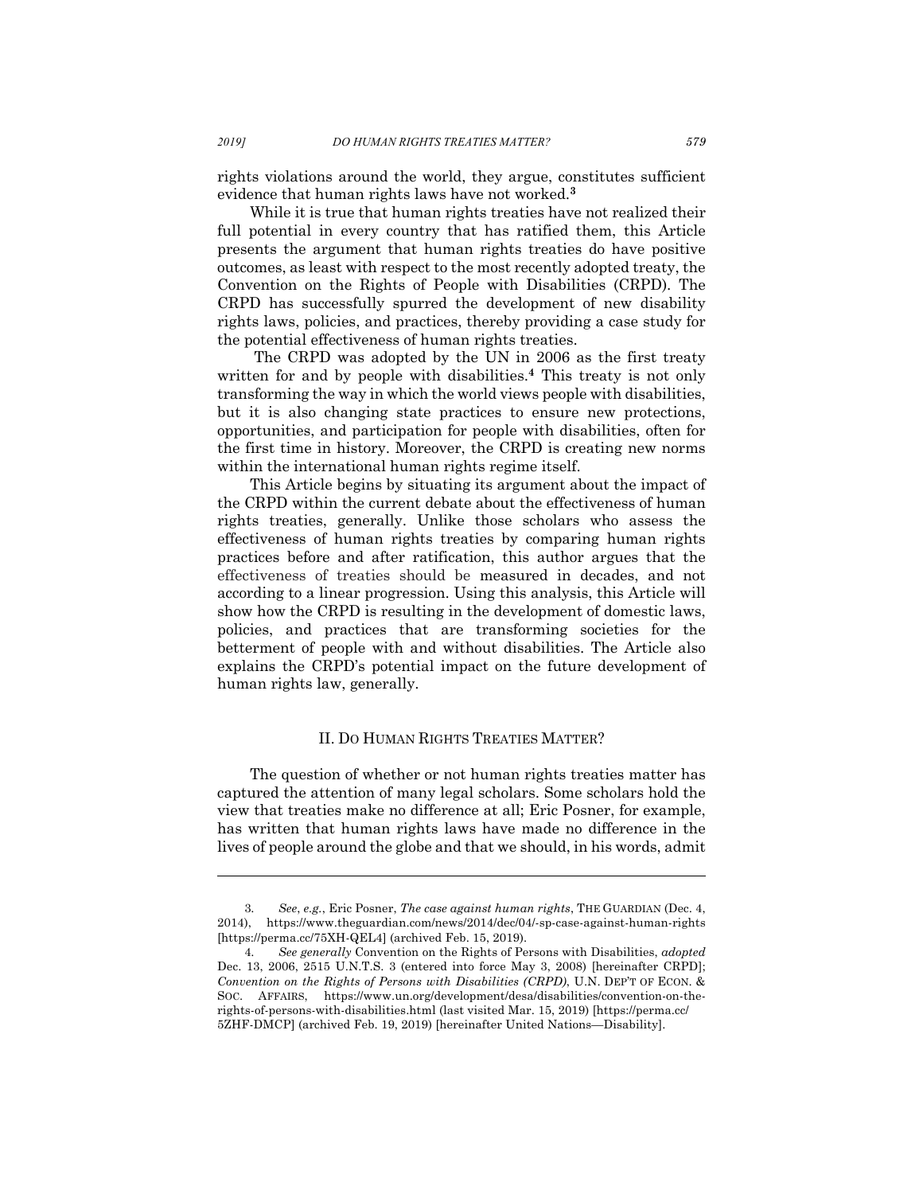rights violations around the world, they argue, constitutes sufficient evidence that human rights laws have not worked.[3]

While it is true that human rights treaties have not realized their full potential in every country that has ratified them, this Article presents the argument that human rights treaties do have positive outcomes, as least with respect to the most recently adopted treaty, the Convention on the Rights of People with Disabilities (CRPD). The CRPD has successfully spurred the development of new disability rights laws, policies, and practices, thereby providing a case study for the potential effectiveness of human rights treaties.

The CRPD was adopted by the UN in 2006 as the first treaty written for and by people with disabilities.[4] This treaty is not only transforming the way in which the world views people with disabilities, but it is also changing state practices to ensure new protections, opportunities, and participation for people with disabilities, often for the first time in history. Moreover, the CRPD is creating new norms within the international human rights regime itself.

This Article begins by situating its argument about the impact of the CRPD within the current debate about the effectiveness of human rights treaties, generally. Unlike those scholars who assess the effectiveness of human rights treaties by comparing human rights practices before and after ratification, this author argues that the effectiveness of treaties should be measured in decades, and not according to a linear progression. Using this analysis, this Article will show how the CRPD is resulting in the development of domestic laws, policies, and practices that are transforming societies for the betterment of people with and without disabilities. The Article also explains the CRPD's potential impact on the future development of human rights law, generally.

## II. DO HUMAN RIGHTS TREATIES MATTER?

The question of whether or not human rights treaties matter has captured the attention of many legal scholars. Some scholars hold the view that treaties make no difference at all; Eric Posner, for example, has written that human rights laws have made no difference in the lives of people around the globe and that we should, in his words, admit

---

3. *See, e.g.*, Eric Posner, *The case against human rights*, THE GUARDIAN (Dec. 4, 2014), https://www.theguardian.com/news/2014/dec/04/-sp-case-against-human-rights [https://perma.cc/75XH-QEL4] (archived Feb. 15, 2019).

4. *See generally* Convention on the Rights of Persons with Disabilities, *adopted* Dec. 13, 2006, 2515 U.N.T.S. 3 (entered into force May 3, 2008) [hereinafter CRPD]; *Convention on the Rights of Persons with Disabilities (CRPD)*, U.N. DEP'T OF ECON. & SOC. AFFAIRS, https://www.un.org/development/desa/disabilities/convention-on-the-rights-of-persons-with-disabilities.html (last visited Mar. 15, 2019) [https://perma.cc/5ZHF-DMCP] (archived Feb. 19, 2019) [hereinafter United Nations—Disability].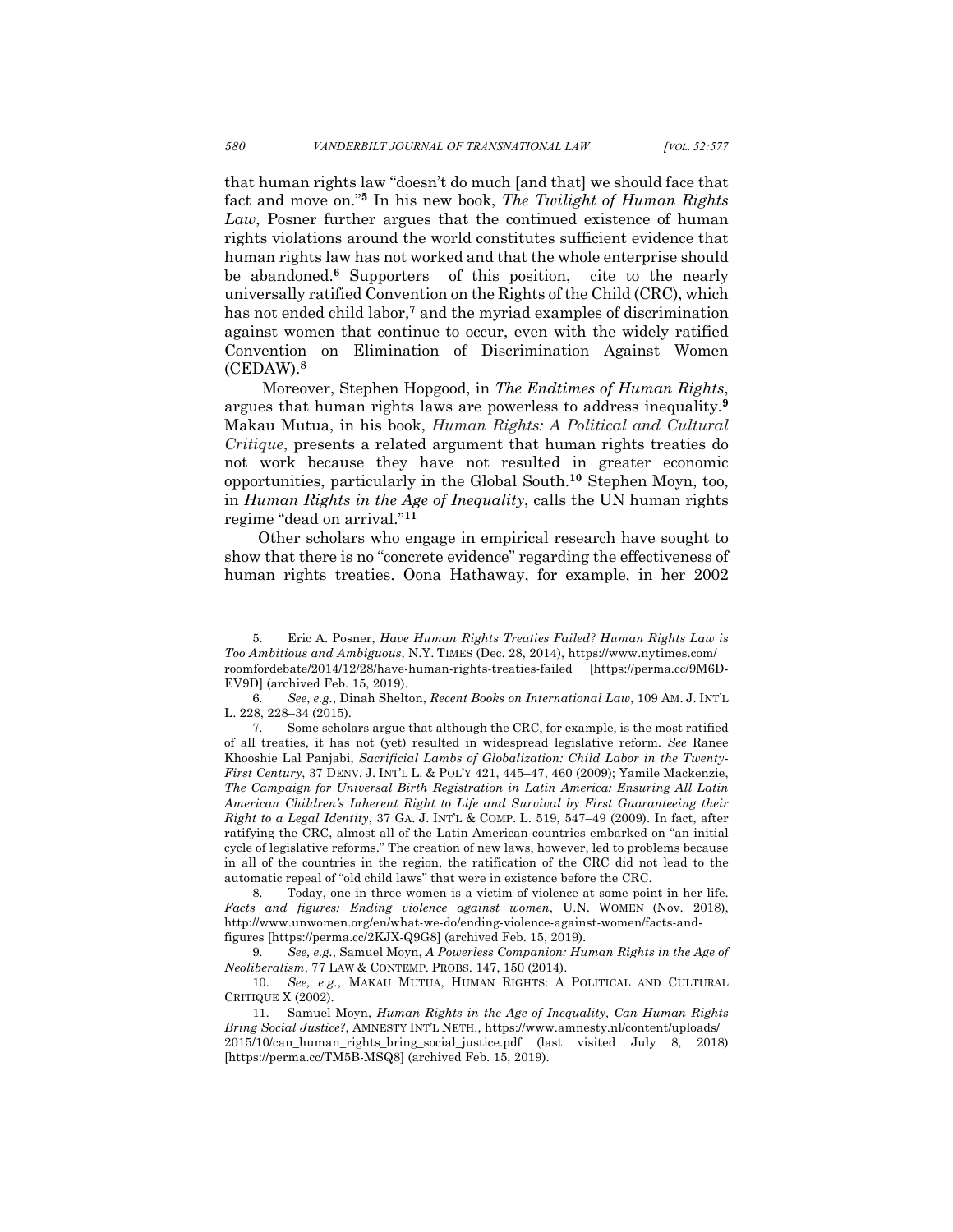that human rights law "doesn't do much [and that] we should face that fact and move on."[5] In his new book, *The Twilight of Human Rights Law*, Posner further argues that the continued existence of human rights violations around the world constitutes sufficient evidence that human rights law has not worked and that the whole enterprise should be abandoned.[6] Supporters of this position, cite to the nearly universally ratified Convention on the Rights of the Child (CRC), which has not ended child labor,[7] and the myriad examples of discrimination against women that continue to occur, even with the widely ratified Convention on Elimination of Discrimination Against Women (CEDAW).[8]

Moreover, Stephen Hopgood, in *The Endtimes of Human Rights*, argues that human rights laws are powerless to address inequality.[9] Makau Mutua, in his book, *Human Rights: A Political and Cultural Critique*, presents a related argument that human rights treaties do not work because they have not resulted in greater economic opportunities, particularly in the Global South.[10] Stephen Moyn, too, in *Human Rights in the Age of Inequality*, calls the UN human rights regime "dead on arrival."[11]

Other scholars who engage in empirical research have sought to show that there is no "concrete evidence" regarding the effectiveness of human rights treaties. Oona Hathaway, for example, in her 2002

---

5. Eric A. Posner, *Have Human Rights Treaties Failed? Human Rights Law is Too Ambitious and Ambiguous*, N.Y. TIMES (Dec. 28, 2014), https://www.nytimes.com/roomfordebate/2014/12/28/have-human-rights-treaties-failed [https://perma.cc/9M6D-EV9D] (archived Feb. 15, 2019).

6. *See*, *e.g.*, Dinah Shelton, *Recent Books on International Law*, 109 AM. J. INT'L L. 228, 228–34 (2015).

7. Some scholars argue that although the CRC, for example, is the most ratified of all treaties, it has not (yet) resulted in widespread legislative reform. *See* Ranee Khooshie Lal Panjabi, *Sacrificial Lambs of Globalization: Child Labor in the Twenty-First Century*, 37 DENV. J. INT'L L. & POL'Y 421, 445–47, 460 (2009); Yamile Mackenzie, *The Campaign for Universal Birth Registration in Latin America: Ensuring All Latin American Children's Inherent Right to Life and Survival by First Guaranteeing their Right to a Legal Identity*, 37 GA. J. INT'L & COMP. L. 519, 547–49 (2009). In fact, after ratifying the CRC, almost all of the Latin American countries embarked on "an initial cycle of legislative reforms." The creation of new laws, however, led to problems because in all of the countries in the region, the ratification of the CRC did not lead to the automatic repeal of "old child laws" that were in existence before the CRC.

8. Today, one in three women is a victim of violence at some point in her life. *Facts and figures: Ending violence against women*, U.N. WOMEN (Nov. 2018), http://www.unwomen.org/en/what-we-do/ending-violence-against-women/facts-and-figures [https://perma.cc/2KJX-Q9G8] (archived Feb. 15, 2019).

9. *See, e.g.*, Samuel Moyn, *A Powerless Companion: Human Rights in the Age of Neoliberalism*, 77 LAW & CONTEMP. PROBS. 147, 150 (2014).

10. *See, e.g.*, MAKAU MUTUA, HUMAN RIGHTS: A POLITICAL AND CULTURAL CRITIQUE X (2002).

11. Samuel Moyn, *Human Rights in the Age of Inequality, Can Human Rights Bring Social Justice?*, AMNESTY INT'L NETH., https://www.amnesty.nl/content/uploads/2015/10/can_human_rights_bring_social_justice.pdf (last visited July 8, 2018) [https://perma.cc/TM5B-MSQ8] (archived Feb. 15, 2019).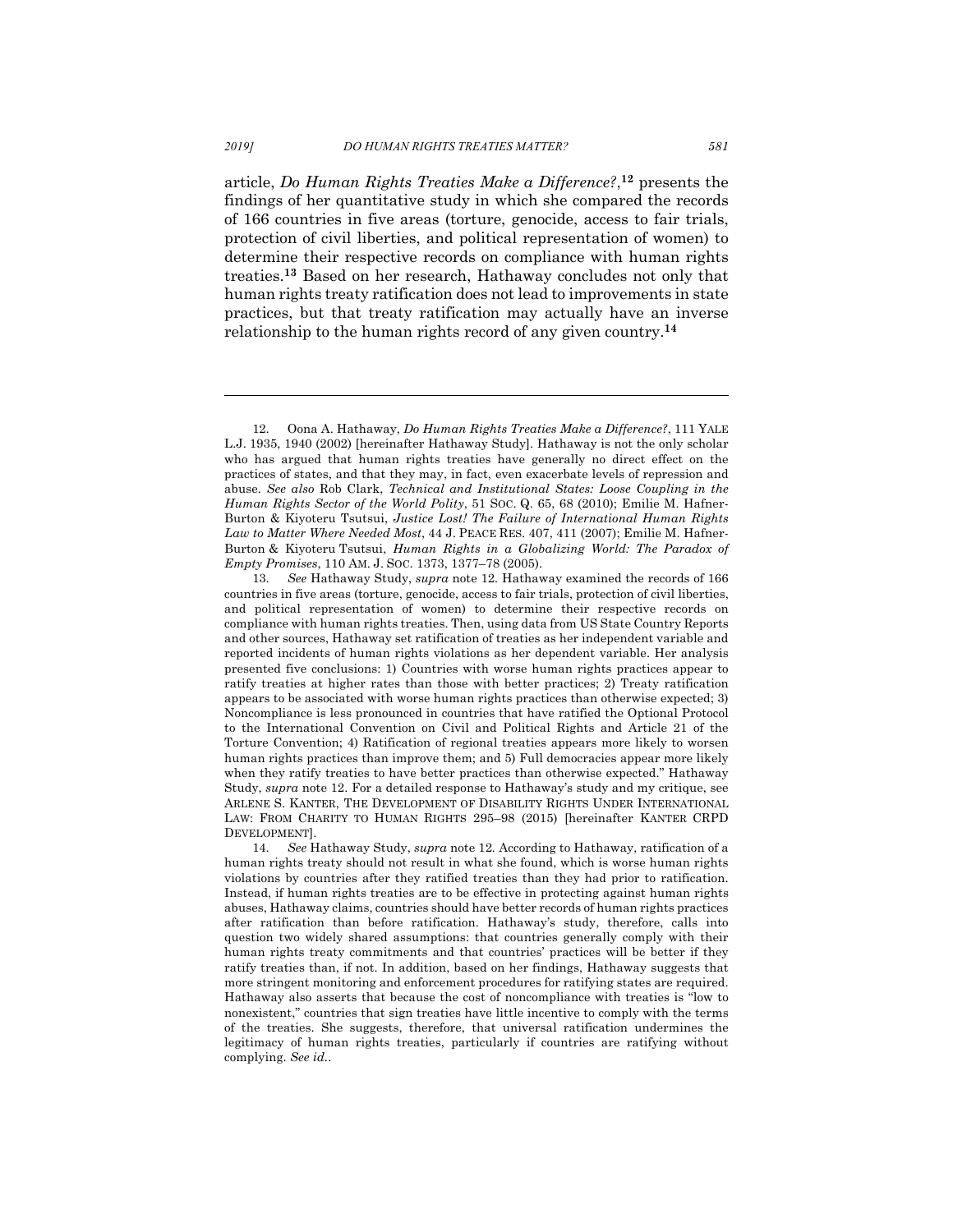article, *Do Human Rights Treaties Make a Difference?*,[12] presents the findings of her quantitative study in which she compared the records of 166 countries in five areas (torture, genocide, access to fair trials, protection of civil liberties, and political representation of women) to determine their respective records on compliance with human rights treaties.[13] Based on her research, Hathaway concludes not only that human rights treaty ratification does not lead to improvements in state practices, but that treaty ratification may actually have an inverse relationship to the human rights record of any given country.[14]

---

12. Oona A. Hathaway, *Do Human Rights Treaties Make a Difference?*, 111 YALE L.J. 1935, 1940 (2002) [hereinafter Hathaway Study]. Hathaway is not the only scholar who has argued that human rights treaties have generally no direct effect on the practices of states, and that they may, in fact, even exacerbate levels of repression and abuse. *See also* Rob Clark, *Technical and Institutional States: Loose Coupling in the Human Rights Sector of the World Polity*, 51 SOC. Q. 65, 68 (2010); Emilie M. Hafner-Burton & Kiyoteru Tsutsui, *Justice Lost! The Failure of International Human Rights Law to Matter Where Needed Most*, 44 J. PEACE RES. 407, 411 (2007); Emilie M. Hafner-Burton & Kiyoteru Tsutsui, *Human Rights in a Globalizing World: The Paradox of Empty Promises*, 110 AM. J. SOC. 1373, 1377–78 (2005).

13. *See* Hathaway Study, *supra* note 12. Hathaway examined the records of 166 countries in five areas (torture, genocide, access to fair trials, protection of civil liberties, and political representation of women) to determine their respective records on compliance with human rights treaties. Then, using data from US State Country Reports and other sources, Hathaway set ratification of treaties as her independent variable and reported incidents of human rights violations as her dependent variable. Her analysis presented five conclusions: 1) Countries with worse human rights practices appear to ratify treaties at higher rates than those with better practices; 2) Treaty ratification appears to be associated with worse human rights practices than otherwise expected; 3) Noncompliance is less pronounced in countries that have ratified the Optional Protocol to the International Convention on Civil and Political Rights and Article 21 of the Torture Convention; 4) Ratification of regional treaties appears more likely to worsen human rights practices than improve them; and 5) Full democracies appear more likely when they ratify treaties to have better practices than otherwise expected." Hathaway Study, *supra* note 12. For a detailed response to Hathaway's study and my critique, see ARLENE S. KANTER, THE DEVELOPMENT OF DISABILITY RIGHTS UNDER INTERNATIONAL LAW: FROM CHARITY TO HUMAN RIGHTS 295–98 (2015) [hereinafter KANTER CRPD DEVELOPMENT].

14. *See* Hathaway Study, *supra* note 12. According to Hathaway, ratification of a human rights treaty should not result in what she found, which is worse human rights violations by countries after they ratified treaties than they had prior to ratification. Instead, if human rights treaties are to be effective in protecting against human rights abuses, Hathaway claims, countries should have better records of human rights practices after ratification than before ratification. Hathaway's study, therefore, calls into question two widely shared assumptions: that countries generally comply with their human rights treaty commitments and that countries' practices will be better if they ratify treaties than, if not. In addition, based on her findings, Hathaway suggests that more stringent monitoring and enforcement procedures for ratifying states are required. Hathaway also asserts that because the cost of noncompliance with treaties is "low to nonexistent," countries that sign treaties have little incentive to comply with the terms of the treaties. She suggests, therefore, that universal ratification undermines the legitimacy of human rights treaties, particularly if countries are ratifying without complying. *See id.*.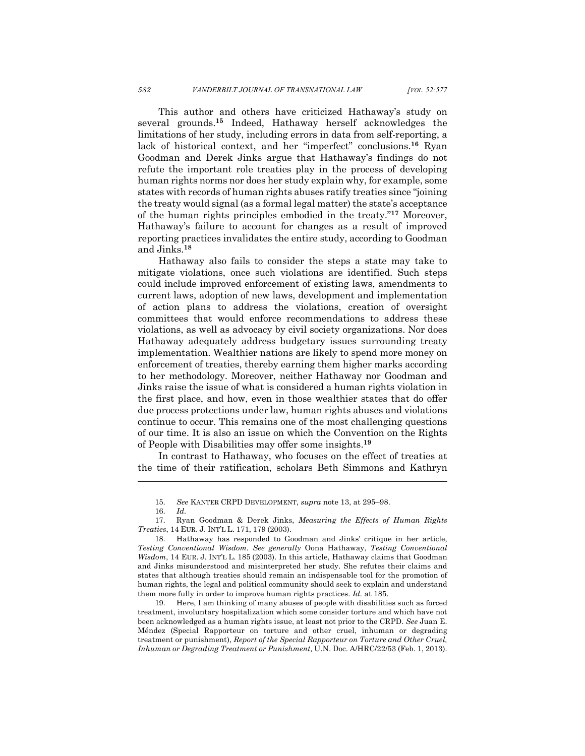This author and others have criticized Hathaway's study on several grounds.[15] Indeed, Hathaway herself acknowledges the limitations of her study, including errors in data from self-reporting, a lack of historical context, and her "imperfect" conclusions.[16] Ryan Goodman and Derek Jinks argue that Hathaway's findings do not refute the important role treaties play in the process of developing human rights norms nor does her study explain why, for example, some states with records of human rights abuses ratify treaties since "joining the treaty would signal (as a formal legal matter) the state's acceptance of the human rights principles embodied in the treaty."[17] Moreover, Hathaway's failure to account for changes as a result of improved reporting practices invalidates the entire study, according to Goodman and Jinks.[18]

Hathaway also fails to consider the steps a state may take to mitigate violations, once such violations are identified. Such steps could include improved enforcement of existing laws, amendments to current laws, adoption of new laws, development and implementation of action plans to address the violations, creation of oversight committees that would enforce recommendations to address these violations, as well as advocacy by civil society organizations. Nor does Hathaway adequately address budgetary issues surrounding treaty implementation. Wealthier nations are likely to spend more money on enforcement of treaties, thereby earning them higher marks according to her methodology. Moreover, neither Hathaway nor Goodman and Jinks raise the issue of what is considered a human rights violation in the first place, and how, even in those wealthier states that do offer due process protections under law, human rights abuses and violations continue to occur. This remains one of the most challenging questions of our time. It is also an issue on which the Convention on the Rights of People with Disabilities may offer some insights.[19]

In contrast to Hathaway, who focuses on the effect of treaties at the time of their ratification, scholars Beth Simmons and Kathryn

---

15. *See* KANTER CRPD DEVELOPMENT, *supra* note 13, at 295–98.

16. *Id.*

17. Ryan Goodman & Derek Jinks, *Measuring the Effects of Human Rights Treaties*, 14 EUR. J. INT'L L. 171, 179 (2003).

18. Hathaway has responded to Goodman and Jinks' critique in her article, *Testing Conventional Wisdom*. *See generally* Oona Hathaway, *Testing Conventional Wisdom*, 14 EUR. J. INT'L L. 185 (2003). In this article, Hathaway claims that Goodman and Jinks misunderstood and misinterpreted her study. She refutes their claims and states that although treaties should remain an indispensable tool for the promotion of human rights, the legal and political community should seek to explain and understand them more fully in order to improve human rights practices. *Id.* at 185.

19. Here, I am thinking of many abuses of people with disabilities such as forced treatment, involuntary hospitalization which some consider torture and which have not been acknowledged as a human rights issue, at least not prior to the CRPD. *See* Juan E. Méndez (Special Rapporteur on torture and other cruel, inhuman or degrading treatment or punishment), *Report of the Special Rapporteur on Torture and Other Cruel, Inhuman or Degrading Treatment or Punishment,* U.N. Doc. A/HRC/22/53 (Feb. 1, 2013).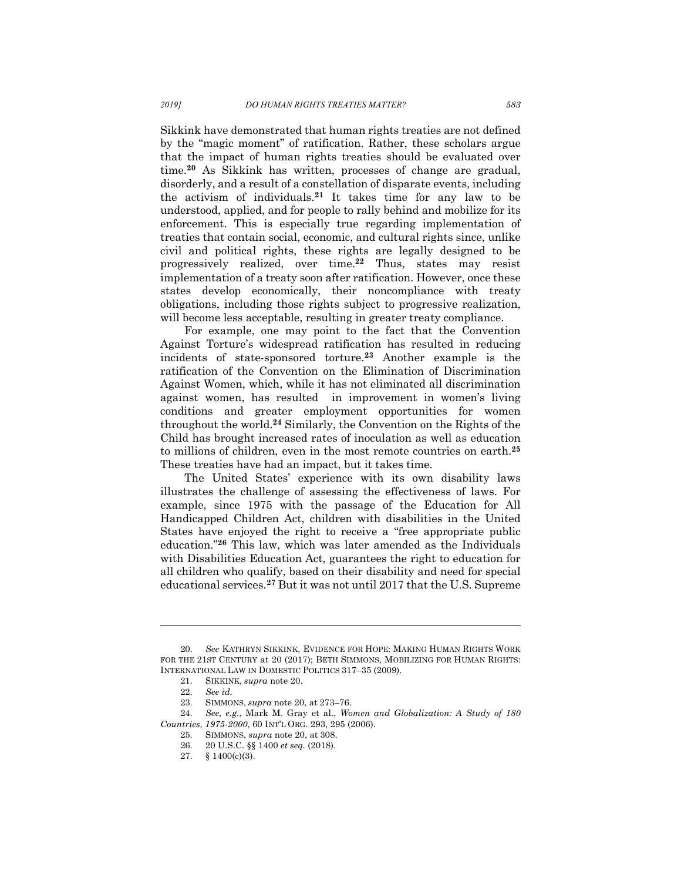Sikkink have demonstrated that human rights treaties are not defined by the "magic moment" of ratification. Rather, these scholars argue that the impact of human rights treaties should be evaluated over time.[20] As Sikkink has written, processes of change are gradual, disorderly, and a result of a constellation of disparate events, including the activism of individuals.[21] It takes time for any law to be understood, applied, and for people to rally behind and mobilize for its enforcement. This is especially true regarding implementation of treaties that contain social, economic, and cultural rights since, unlike civil and political rights, these rights are legally designed to be progressively realized, over time.[22] Thus, states may resist implementation of a treaty soon after ratification. However, once these states develop economically, their noncompliance with treaty obligations, including those rights subject to progressive realization, will become less acceptable, resulting in greater treaty compliance.

For example, one may point to the fact that the Convention Against Torture's widespread ratification has resulted in reducing incidents of state-sponsored torture.[23] Another example is the ratification of the Convention on the Elimination of Discrimination Against Women, which, while it has not eliminated all discrimination against women, has resulted in improvement in women's living conditions and greater employment opportunities for women throughout the world.[24] Similarly, the Convention on the Rights of the Child has brought increased rates of inoculation as well as education to millions of children, even in the most remote countries on earth.[25] These treaties have had an impact, but it takes time.

The United States' experience with its own disability laws illustrates the challenge of assessing the effectiveness of laws. For example, since 1975 with the passage of the Education for All Handicapped Children Act, children with disabilities in the United States have enjoyed the right to receive a "free appropriate public education."[26] This law, which was later amended as the Individuals with Disabilities Education Act, guarantees the right to education for all children who qualify, based on their disability and need for special educational services.[27] But it was not until 2017 that the U.S. Supreme

---

20. *See* KATHRYN SIKKINK, EVIDENCE FOR HOPE: MAKING HUMAN RIGHTS WORK FOR THE 21ST CENTURY at 20 (2017); BETH SIMMONS, MOBILIZING FOR HUMAN RIGHTS: INTERNATIONAL LAW IN DOMESTIC POLITICS 317–35 (2009).

21. SIKKINK, *supra* note 20.

22. *See id.*

23. SIMMONS, *supra* note 20, at 273–76.

24. *See, e.g.*, Mark M. Gray et al., *Women and Globalization: A Study of 180 Countries, 1975-2000*, 60 INT'L ORG. 293, 295 (2006).

25. SIMMONS, *supra* note 20, at 308.

26. 20 U.S.C. §§ 1400 *et seq.* (2018).

27. § 1400(c)(3).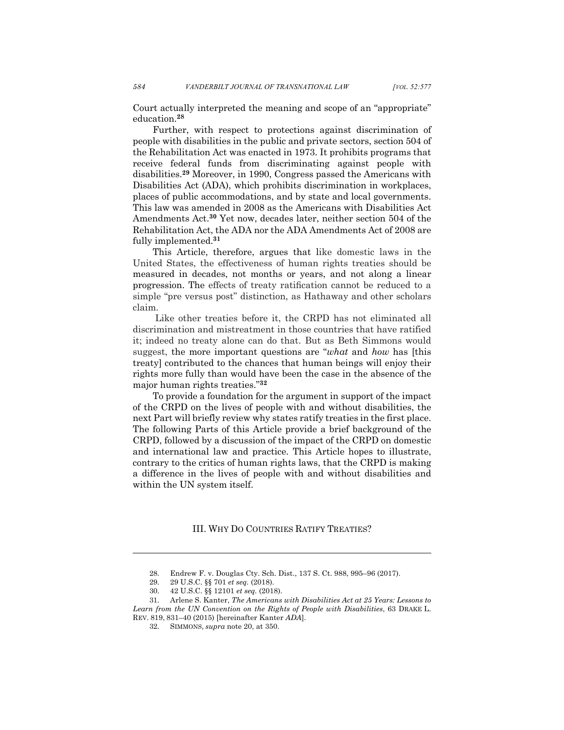Court actually interpreted the meaning and scope of an "appropriate" education.[28]

Further, with respect to protections against discrimination of people with disabilities in the public and private sectors, section 504 of the Rehabilitation Act was enacted in 1973. It prohibits programs that receive federal funds from discriminating against people with disabilities.[29] Moreover, in 1990, Congress passed the Americans with Disabilities Act (ADA), which prohibits discrimination in workplaces, places of public accommodations, and by state and local governments. This law was amended in 2008 as the Americans with Disabilities Act Amendments Act.[30] Yet now, decades later, neither section 504 of the Rehabilitation Act, the ADA nor the ADA Amendments Act of 2008 are fully implemented.[31]

This Article, therefore, argues that like domestic laws in the United States, the effectiveness of human rights treaties should be measured in decades, not months or years, and not along a linear progression. The effects of treaty ratification cannot be reduced to a simple "pre versus post" distinction, as Hathaway and other scholars claim.

Like other treaties before it, the CRPD has not eliminated all discrimination and mistreatment in those countries that have ratified it; indeed no treaty alone can do that. But as Beth Simmons would suggest, the more important questions are "*what* and *how* has [this treaty] contributed to the chances that human beings will enjoy their rights more fully than would have been the case in the absence of the major human rights treaties."[32]

To provide a foundation for the argument in support of the impact of the CRPD on the lives of people with and without disabilities, the next Part will briefly review why states ratify treaties in the first place. The following Parts of this Article provide a brief background of the CRPD, followed by a discussion of the impact of the CRPD on domestic and international law and practice. This Article hopes to illustrate, contrary to the critics of human rights laws, that the CRPD is making a difference in the lives of people with and without disabilities and within the UN system itself.

## III. WHY DO COUNTRIES RATIFY TREATIES?

---

28. Endrew F. v. Douglas Cty. Sch. Dist., 137 S. Ct. 988, 995–96 (2017).

29. 29 U.S.C. §§ 701 *et seq.* (2018).

30. 42 U.S.C. §§ 12101 *et seq.* (2018).

31. Arlene S. Kanter, *The Americans with Disabilities Act at 25 Years: Lessons to Learn from the UN Convention on the Rights of People with Disabilities*, 63 DRAKE L. REV. 819, 831–40 (2015) [hereinafter Kanter *ADA*].

32. SIMMONS, *supra* note 20, at 350.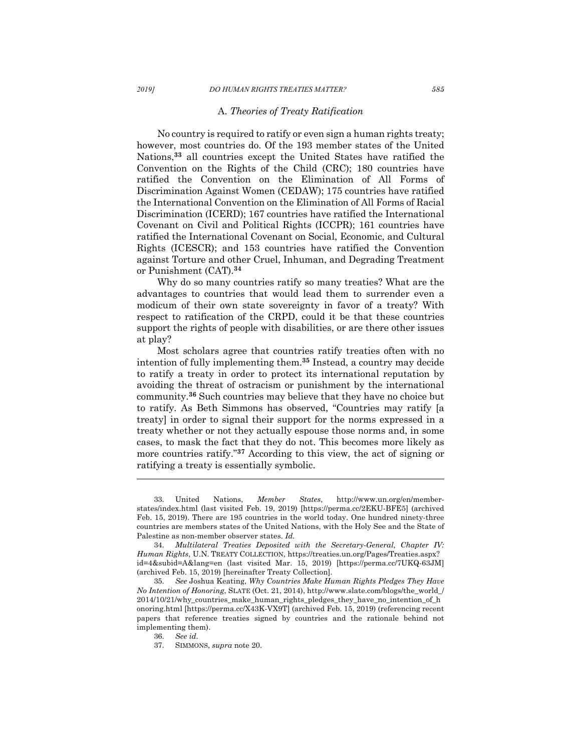### A. *Theories of Treaty Ratification*

No country is required to ratify or even sign a human rights treaty; however, most countries do. Of the 193 member states of the United Nations,[33] all countries except the United States have ratified the Convention on the Rights of the Child (CRC); 180 countries have ratified the Convention on the Elimination of All Forms of Discrimination Against Women (CEDAW); 175 countries have ratified the International Convention on the Elimination of All Forms of Racial Discrimination (ICERD); 167 countries have ratified the International Covenant on Civil and Political Rights (ICCPR); 161 countries have ratified the International Covenant on Social, Economic, and Cultural Rights (ICESCR); and 153 countries have ratified the Convention against Torture and other Cruel, Inhuman, and Degrading Treatment or Punishment (CAT).[34]

Why do so many countries ratify so many treaties? What are the advantages to countries that would lead them to surrender even a modicum of their own state sovereignty in favor of a treaty? With respect to ratification of the CRPD, could it be that these countries support the rights of people with disabilities, or are there other issues at play?

Most scholars agree that countries ratify treaties often with no intention of fully implementing them.[35] Instead, a country may decide to ratify a treaty in order to protect its international reputation by avoiding the threat of ostracism or punishment by the international community.[36] Such countries may believe that they have no choice but to ratify. As Beth Simmons has observed, "Countries may ratify [a treaty] in order to signal their support for the norms expressed in a treaty whether or not they actually espouse those norms and, in some cases, to mask the fact that they do not. This becomes more likely as more countries ratify."[37] According to this view, the act of signing or ratifying a treaty is essentially symbolic.

---

33. United Nations, *Member States*, http://www.un.org/en/member-states/index.html (last visited Feb. 19, 2019) [https://perma.cc/2EKU-BFE5] (archived Feb. 15, 2019). There are 195 countries in the world today. One hundred ninety-three countries are members states of the United Nations, with the Holy See and the State of Palestine as non-member observer states. *Id.*

34. *Multilateral Treaties Deposited with the Secretary-General, Chapter IV: Human Rights*, U.N. TREATY COLLECTION, https://treaties.un.org/Pages/Treaties.aspx?id=4&subid=A&lang=en (last visited Mar. 15, 2019) [https://perma.cc/7UKQ-63JM] (archived Feb. 15, 2019) [hereinafter Treaty Collection].

35. *See* Joshua Keating, *Why Countries Make Human Rights Pledges They Have No Intention of Honoring*, SLATE (Oct. 21, 2014), http://www.slate.com/blogs/the_world_/2014/10/21/why_countries_make_human_rights_pledges_they_have_no_intention_of_honoring.html [https://perma.cc/X43K-VX9T] (archived Feb. 15, 2019) (referencing recent papers that reference treaties signed by countries and the rationale behind not implementing them).

36. *See id.*

37. SIMMONS, *supra* note 20.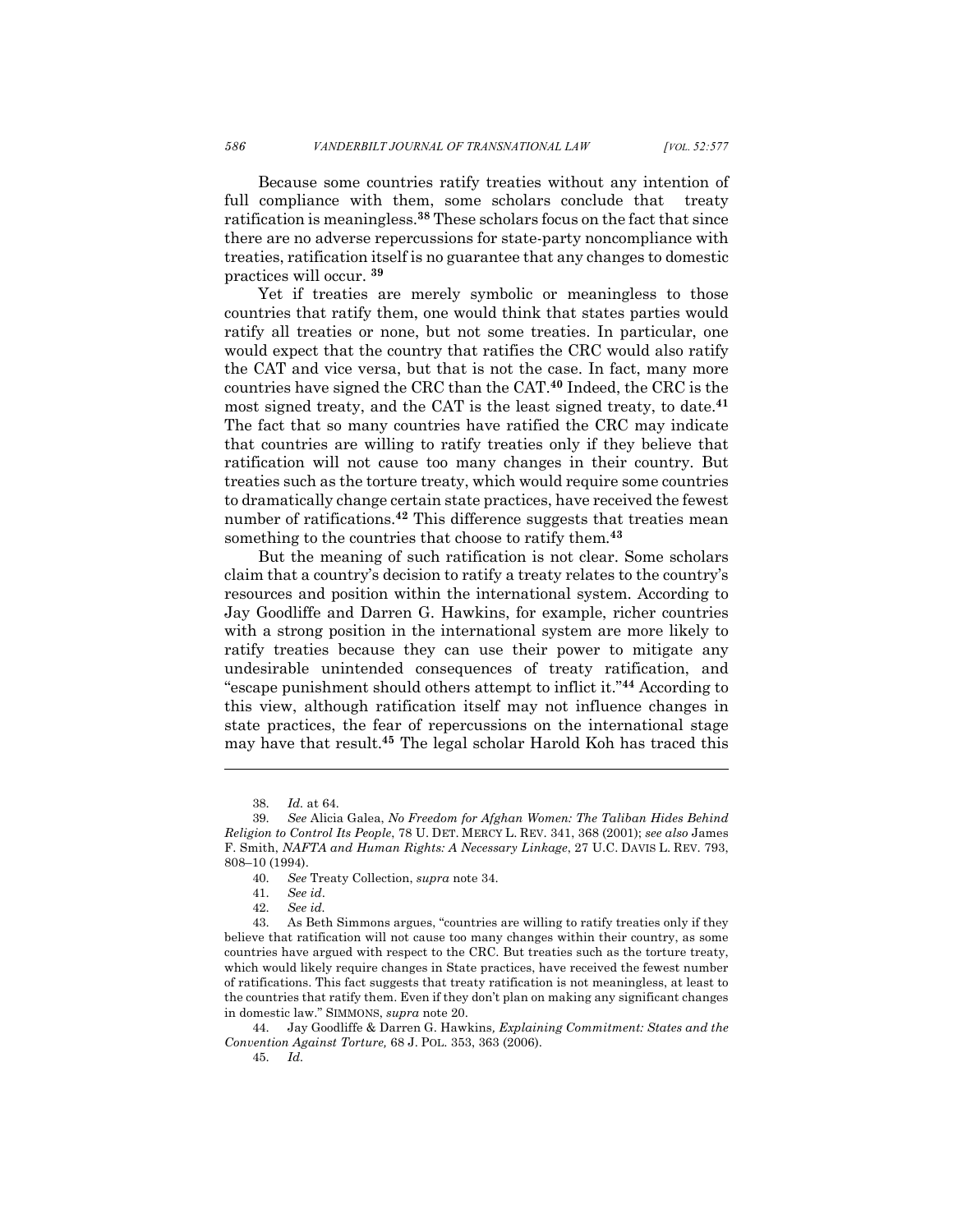Because some countries ratify treaties without any intention of full compliance with them, some scholars conclude that treaty ratification is meaningless.[38] These scholars focus on the fact that since there are no adverse repercussions for state-party noncompliance with treaties, ratification itself is no guarantee that any changes to domestic practices will occur. [39]

Yet if treaties are merely symbolic or meaningless to those countries that ratify them, one would think that states parties would ratify all treaties or none, but not some treaties. In particular, one would expect that the country that ratifies the CRC would also ratify the CAT and vice versa, but that is not the case. In fact, many more countries have signed the CRC than the CAT.[40] Indeed, the CRC is the most signed treaty, and the CAT is the least signed treaty, to date.[41] The fact that so many countries have ratified the CRC may indicate that countries are willing to ratify treaties only if they believe that ratification will not cause too many changes in their country. But treaties such as the torture treaty, which would require some countries to dramatically change certain state practices, have received the fewest number of ratifications.[42] This difference suggests that treaties mean something to the countries that choose to ratify them.[43]

But the meaning of such ratification is not clear. Some scholars claim that a country's decision to ratify a treaty relates to the country's resources and position within the international system. According to Jay Goodliffe and Darren G. Hawkins, for example, richer countries with a strong position in the international system are more likely to ratify treaties because they can use their power to mitigate any undesirable unintended consequences of treaty ratification, and "escape punishment should others attempt to inflict it."[44] According to this view, although ratification itself may not influence changes in state practices, the fear of repercussions on the international stage may have that result.[45] The legal scholar Harold Koh has traced this

---

38. *Id.* at 64.

39. *See* Alicia Galea, *No Freedom for Afghan Women: The Taliban Hides Behind Religion to Control Its People*, 78 U. DET. MERCY L. REV. 341, 368 (2001); *see also* James F. Smith, *NAFTA and Human Rights: A Necessary Linkage*, 27 U.C. DAVIS L. REV. 793, 808–10 (1994).

40. *See* Treaty Collection, *supra* note 34.

41. *See id.*

42. *See id.*

43. As Beth Simmons argues, "countries are willing to ratify treaties only if they believe that ratification will not cause too many changes within their country, as some countries have argued with respect to the CRC. But treaties such as the torture treaty, which would likely require changes in State practices, have received the fewest number of ratifications. This fact suggests that treaty ratification is not meaningless, at least to the countries that ratify them. Even if they don't plan on making any significant changes in domestic law." SIMMONS, *supra* note 20.

44. Jay Goodliffe & Darren G. Hawkins, *Explaining Commitment: States and the Convention Against Torture,* 68 J. POL. 353, 363 (2006).

45. *Id.*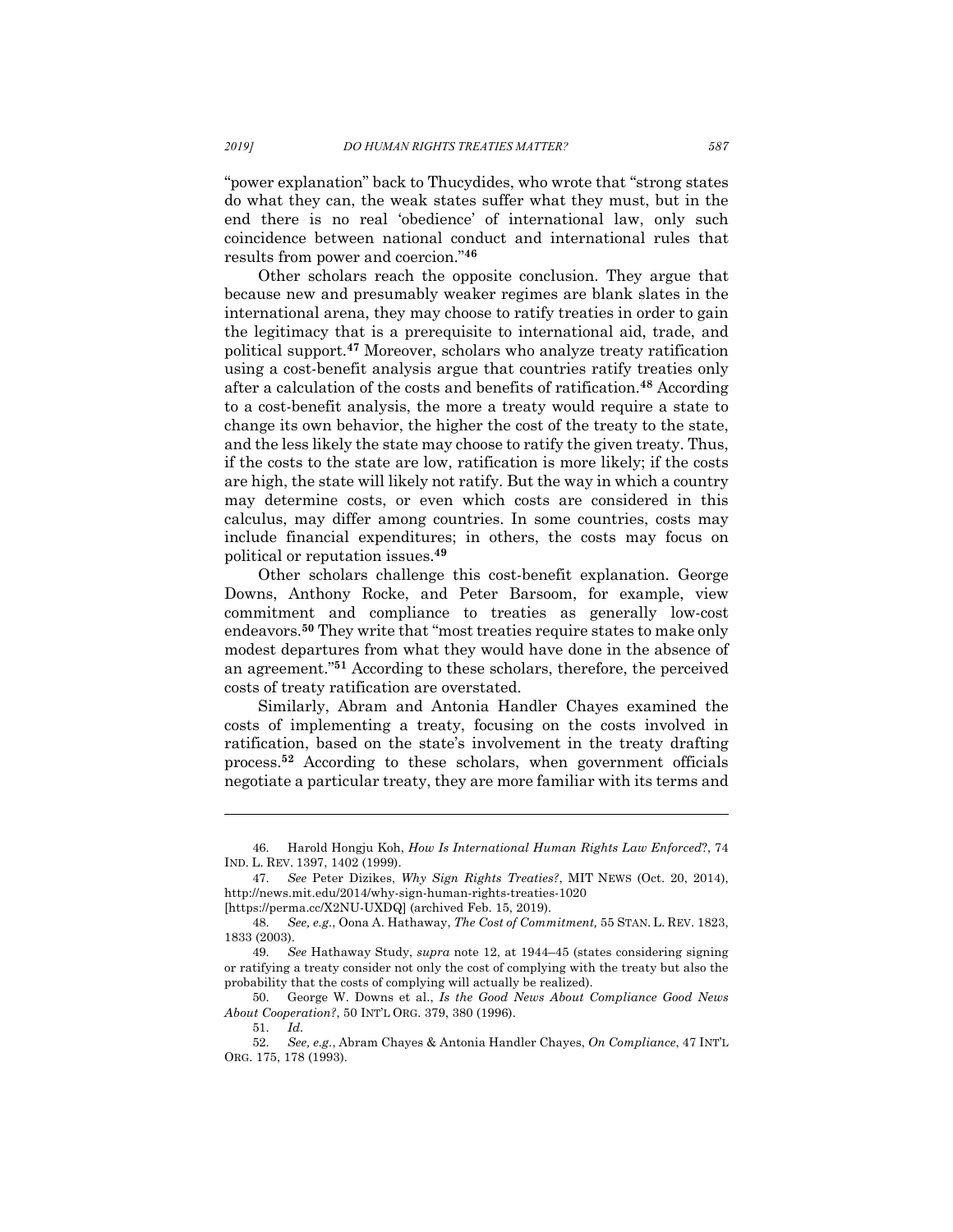"power explanation" back to Thucydides, who wrote that "strong states do what they can, the weak states suffer what they must, but in the end there is no real 'obedience' of international law, only such coincidence between national conduct and international rules that results from power and coercion."[46]

Other scholars reach the opposite conclusion. They argue that because new and presumably weaker regimes are blank slates in the international arena, they may choose to ratify treaties in order to gain the legitimacy that is a prerequisite to international aid, trade, and political support.[47] Moreover, scholars who analyze treaty ratification using a cost-benefit analysis argue that countries ratify treaties only after a calculation of the costs and benefits of ratification.[48] According to a cost-benefit analysis, the more a treaty would require a state to change its own behavior, the higher the cost of the treaty to the state, and the less likely the state may choose to ratify the given treaty. Thus, if the costs to the state are low, ratification is more likely; if the costs are high, the state will likely not ratify. But the way in which a country may determine costs, or even which costs are considered in this calculus, may differ among countries. In some countries, costs may include financial expenditures; in others, the costs may focus on political or reputation issues.[49]

Other scholars challenge this cost-benefit explanation. George Downs, Anthony Rocke, and Peter Barsoom, for example, view commitment and compliance to treaties as generally low-cost endeavors.[50] They write that "most treaties require states to make only modest departures from what they would have done in the absence of an agreement."[51] According to these scholars, therefore, the perceived costs of treaty ratification are overstated.

Similarly, Abram and Antonia Handler Chayes examined the costs of implementing a treaty, focusing on the costs involved in ratification, based on the state's involvement in the treaty drafting process.[52] According to these scholars, when government officials negotiate a particular treaty, they are more familiar with its terms and

---

46. Harold Hongju Koh, *How Is International Human Rights Law Enforced*?, 74 IND. L. REV. 1397, 1402 (1999).

47. *See* Peter Dizikes, *Why Sign Rights Treaties?*, MIT NEWS (Oct. 20, 2014), http://news.mit.edu/2014/why-sign-human-rights-treaties-1020 [https://perma.cc/X2NU-UXDQ] (archived Feb. 15, 2019).

48. *See, e.g.*, Oona A. Hathaway, *The Cost of Commitment,* 55 STAN. L. REV. 1823, 1833 (2003).

49. *See* Hathaway Study, *supra* note 12, at 1944–45 (states considering signing or ratifying a treaty consider not only the cost of complying with the treaty but also the probability that the costs of complying will actually be realized).

50. George W. Downs et al., *Is the Good News About Compliance Good News About Cooperation?*, 50 INT'L ORG. 379, 380 (1996).

51. *Id.*

52. *See, e.g.*, Abram Chayes & Antonia Handler Chayes, *On Compliance*, 47 INT'L ORG. 175, 178 (1993).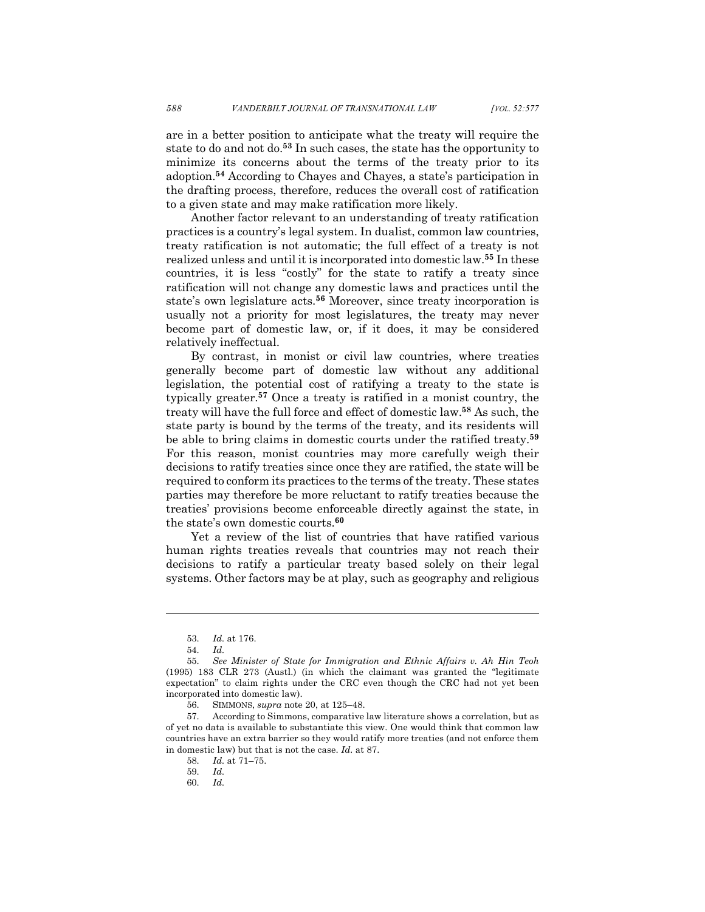are in a better position to anticipate what the treaty will require the state to do and not do.[53] In such cases, the state has the opportunity to minimize its concerns about the terms of the treaty prior to its adoption.[54] According to Chayes and Chayes, a state's participation in the drafting process, therefore, reduces the overall cost of ratification to a given state and may make ratification more likely.

Another factor relevant to an understanding of treaty ratification practices is a country's legal system. In dualist, common law countries, treaty ratification is not automatic; the full effect of a treaty is not realized unless and until it is incorporated into domestic law.[55] In these countries, it is less "costly" for the state to ratify a treaty since ratification will not change any domestic laws and practices until the state's own legislature acts.[56] Moreover, since treaty incorporation is usually not a priority for most legislatures, the treaty may never become part of domestic law, or, if it does, it may be considered relatively ineffectual.

By contrast, in monist or civil law countries, where treaties generally become part of domestic law without any additional legislation, the potential cost of ratifying a treaty to the state is typically greater.[57] Once a treaty is ratified in a monist country, the treaty will have the full force and effect of domestic law.[58] As such, the state party is bound by the terms of the treaty, and its residents will be able to bring claims in domestic courts under the ratified treaty.[59] For this reason, monist countries may more carefully weigh their decisions to ratify treaties since once they are ratified, the state will be required to conform its practices to the terms of the treaty. These states parties may therefore be more reluctant to ratify treaties because the treaties' provisions become enforceable directly against the state, in the state's own domestic courts.[60]

Yet a review of the list of countries that have ratified various human rights treaties reveals that countries may not reach their decisions to ratify a particular treaty based solely on their legal systems. Other factors may be at play, such as geography and religious

---

53. *Id.* at 176.

54. *Id.*

55. *See Minister of State for Immigration and Ethnic Affairs v. Ah Hin Teoh* (1995) 183 CLR 273 (Austl.) (in which the claimant was granted the "legitimate expectation" to claim rights under the CRC even though the CRC had not yet been incorporated into domestic law).

56. SIMMONS, *supra* note 20, at 125–48.

57. According to Simmons, comparative law literature shows a correlation, but as of yet no data is available to substantiate this view. One would think that common law countries have an extra barrier so they would ratify more treaties (and not enforce them in domestic law) but that is not the case. *Id.* at 87.

58. *Id.* at 71–75.

59. *Id.*

60. *Id.*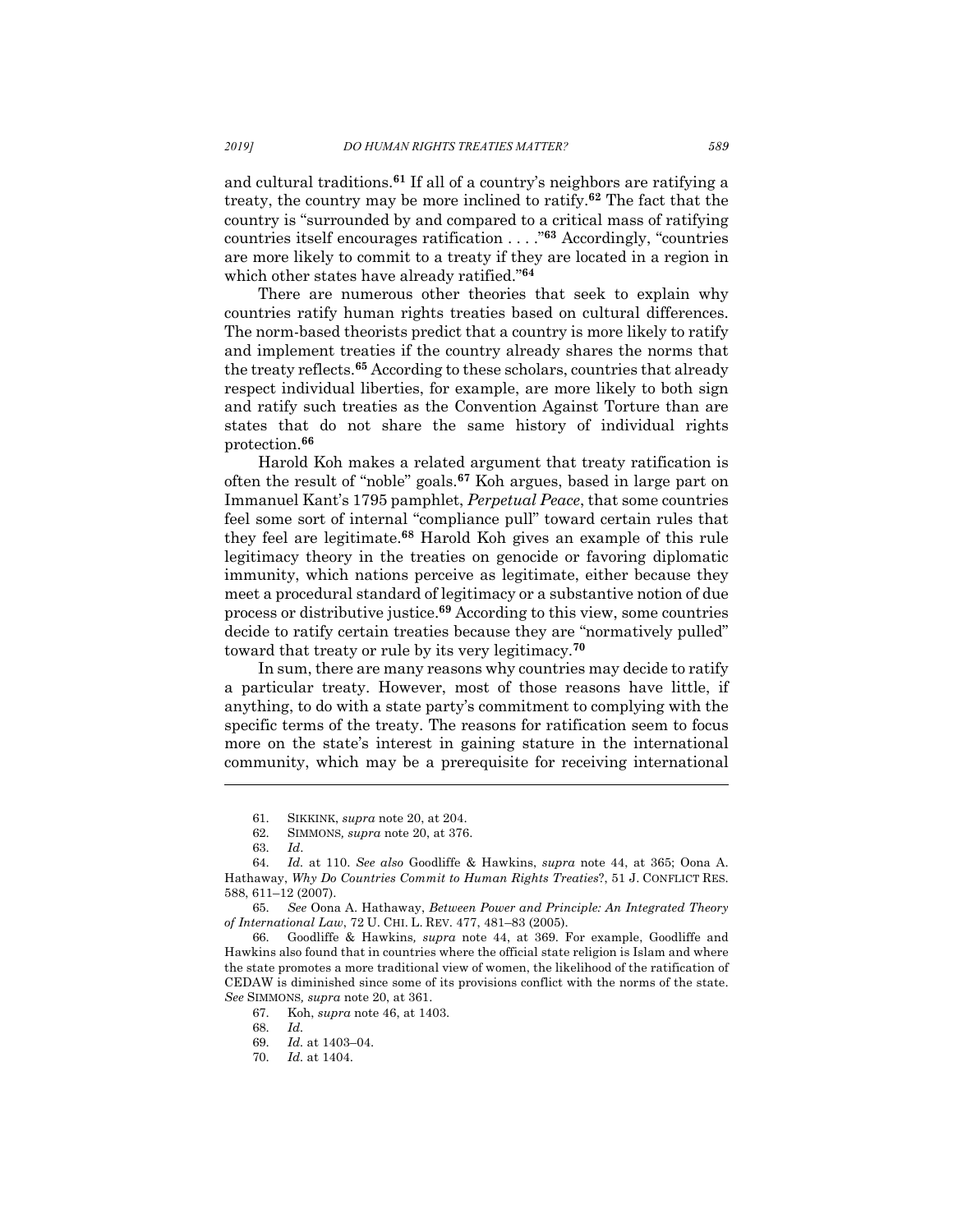and cultural traditions.[61] If all of a country's neighbors are ratifying a treaty, the country may be more inclined to ratify.[62] The fact that the country is "surrounded by and compared to a critical mass of ratifying countries itself encourages ratification . . . ."[63] Accordingly, "countries are more likely to commit to a treaty if they are located in a region in which other states have already ratified."[64]

There are numerous other theories that seek to explain why countries ratify human rights treaties based on cultural differences. The norm-based theorists predict that a country is more likely to ratify and implement treaties if the country already shares the norms that the treaty reflects.[65] According to these scholars, countries that already respect individual liberties, for example, are more likely to both sign and ratify such treaties as the Convention Against Torture than are states that do not share the same history of individual rights protection.[66]

Harold Koh makes a related argument that treaty ratification is often the result of "noble" goals.[67] Koh argues, based in large part on Immanuel Kant's 1795 pamphlet, *Perpetual Peace*, that some countries feel some sort of internal "compliance pull" toward certain rules that they feel are legitimate.[68] Harold Koh gives an example of this rule legitimacy theory in the treaties on genocide or favoring diplomatic immunity, which nations perceive as legitimate, either because they meet a procedural standard of legitimacy or a substantive notion of due process or distributive justice.[69] According to this view, some countries decide to ratify certain treaties because they are "normatively pulled" toward that treaty or rule by its very legitimacy.[70]

In sum, there are many reasons why countries may decide to ratify a particular treaty. However, most of those reasons have little, if anything, to do with a state party's commitment to complying with the specific terms of the treaty. The reasons for ratification seem to focus more on the state's interest in gaining stature in the international community, which may be a prerequisite for receiving international

---

61. SIKKINK, *supra* note 20, at 204.

62. SIMMONS, *supra* note 20, at 376.

63. *Id*.

64. *Id.* at 110. *See also* Goodliffe & Hawkins, *supra* note 44, at 365; Oona A. Hathaway, *Why Do Countries Commit to Human Rights Treaties*?, 51 J. CONFLICT RES. 588, 611–12 (2007).

65. *See* Oona A. Hathaway, *Between Power and Principle: An Integrated Theory of International Law*, 72 U. CHI. L. REV. 477, 481–83 (2005).

66. Goodliffe & Hawkins*, supra* note 44, at 369. For example, Goodliffe and Hawkins also found that in countries where the official state religion is Islam and where the state promotes a more traditional view of women, the likelihood of the ratification of CEDAW is diminished since some of its provisions conflict with the norms of the state. *See* SIMMONS*, supra* note 20, at 361.

67. Koh, *supra* note 46, at 1403.

68. *Id.*

69. *Id.* at 1403–04.

70. *Id.* at 1404.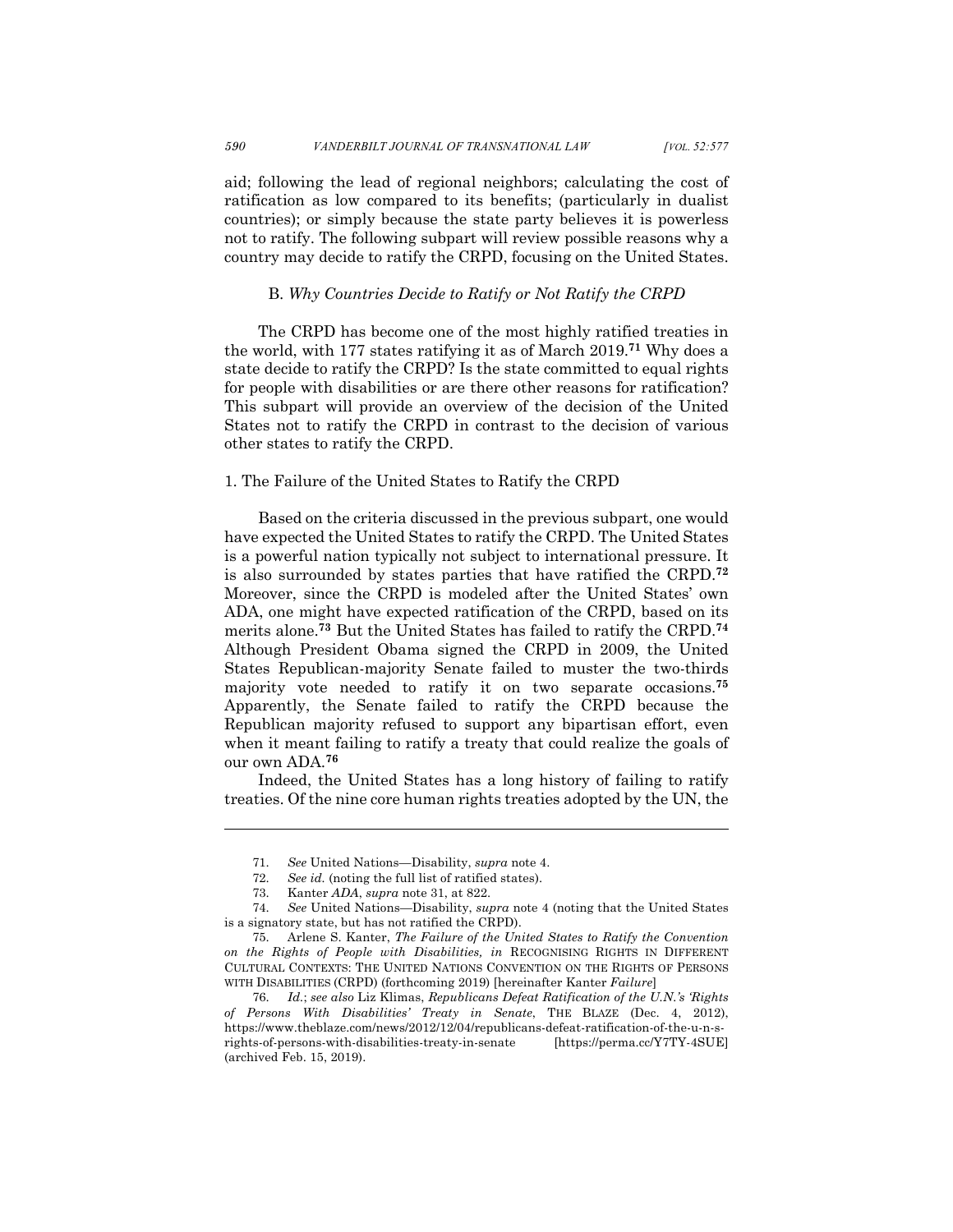aid; following the lead of regional neighbors; calculating the cost of ratification as low compared to its benefits; (particularly in dualist countries); or simply because the state party believes it is powerless not to ratify. The following subpart will review possible reasons why a country may decide to ratify the CRPD, focusing on the United States.

### B. *Why Countries Decide to Ratify or Not Ratify the CRPD*

The CRPD has become one of the most highly ratified treaties in the world, with 177 states ratifying it as of March 2019.[71] Why does a state decide to ratify the CRPD? Is the state committed to equal rights for people with disabilities or are there other reasons for ratification? This subpart will provide an overview of the decision of the United States not to ratify the CRPD in contrast to the decision of various other states to ratify the CRPD.

#### 1. The Failure of the United States to Ratify the CRPD

Based on the criteria discussed in the previous subpart, one would have expected the United States to ratify the CRPD. The United States is a powerful nation typically not subject to international pressure. It is also surrounded by states parties that have ratified the CRPD.[72] Moreover, since the CRPD is modeled after the United States' own ADA, one might have expected ratification of the CRPD, based on its merits alone.[73] But the United States has failed to ratify the CRPD.[74] Although President Obama signed the CRPD in 2009, the United States Republican-majority Senate failed to muster the two-thirds majority vote needed to ratify it on two separate occasions.[75] Apparently, the Senate failed to ratify the CRPD because the Republican majority refused to support any bipartisan effort, even when it meant failing to ratify a treaty that could realize the goals of our own ADA.[76]

Indeed, the United States has a long history of failing to ratify treaties. Of the nine core human rights treaties adopted by the UN, the

---

71. *See* United Nations—Disability, *supra* note 4.

72. *See id.* (noting the full list of ratified states).

73. Kanter *ADA*, *supra* note 31, at 822.

74. *See* United Nations—Disability, *supra* note 4 (noting that the United States is a signatory state, but has not ratified the CRPD).

75. Arlene S. Kanter, *The Failure of the United States to Ratify the Convention on the Rights of People with Disabilities, in* RECOGNISING RIGHTS IN DIFFERENT CULTURAL CONTEXTS: THE UNITED NATIONS CONVENTION ON THE RIGHTS OF PERSONS WITH DISABILITIES (CRPD) (forthcoming 2019) [hereinafter Kanter *Failure*]

76. *Id.*; *see also* Liz Klimas, *Republicans Defeat Ratification of the U.N.'s 'Rights of Persons With Disabilities' Treaty in Senate*, THE BLAZE (Dec. 4, 2012), https://www.theblaze.com/news/2012/12/04/republicans-defeat-ratification-of-the-u-n-s-rights-of-persons-with-disabilities-treaty-in-senate [https://perma.cc/Y7TY-4SUE] (archived Feb. 15, 2019).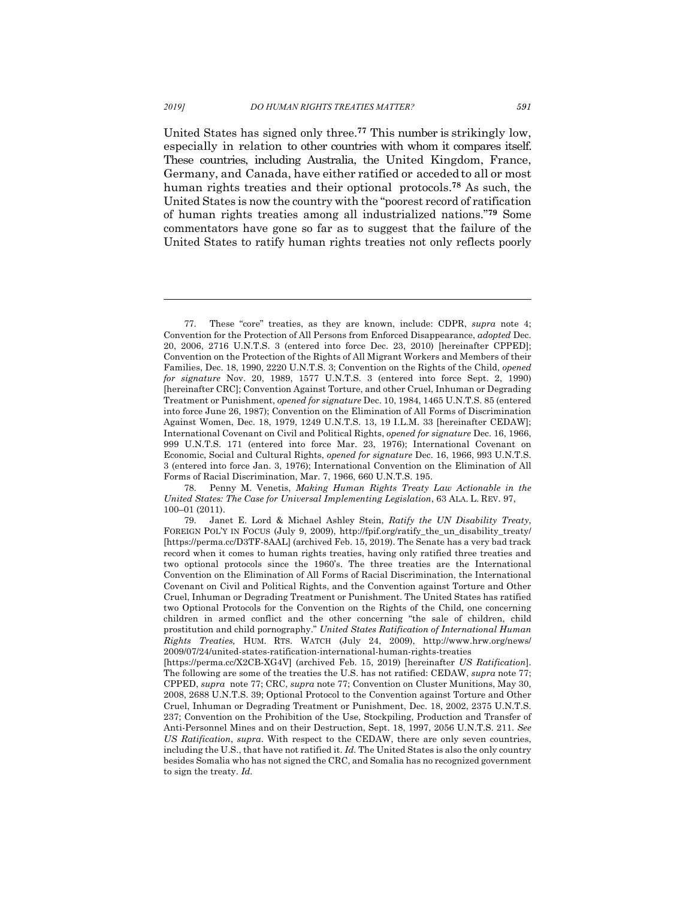United States has signed only three.[77] This number is strikingly low, especially in relation to other countries with whom it compares itself. These countries, including Australia, the United Kingdom, France, Germany, and Canada, have either ratified or acceded to all or most human rights treaties and their optional protocols.[78] As such, the United States is now the country with the "poorest record of ratification of human rights treaties among all industrialized nations."[79] Some commentators have gone so far as to suggest that the failure of the United States to ratify human rights treaties not only reflects poorly

---

77. These "core" treaties, as they are known, include: CDPR, *supra* note 4; Convention for the Protection of All Persons from Enforced Disappearance, *adopted* Dec. 20, 2006, 2716 U.N.T.S. 3 (entered into force Dec. 23, 2010) [hereinafter CPPED]; Convention on the Protection of the Rights of All Migrant Workers and Members of their Families, Dec. 18, 1990, 2220 U.N.T.S. 3; Convention on the Rights of the Child, *opened for signature* Nov. 20, 1989, 1577 U.N.T.S. 3 (entered into force Sept. 2, 1990) [hereinafter CRC]; Convention Against Torture, and other Cruel, Inhuman or Degrading Treatment or Punishment, *opened for signature* Dec. 10, 1984, 1465 U.N.T.S. 85 (entered into force June 26, 1987); Convention on the Elimination of All Forms of Discrimination Against Women, Dec. 18, 1979, 1249 U.N.T.S. 13, 19 I.L.M. 33 [hereinafter CEDAW]; International Covenant on Civil and Political Rights, *opened for signature* Dec. 16, 1966, 999 U.N.T.S. 171 (entered into force Mar. 23, 1976); International Covenant on Economic, Social and Cultural Rights, *opened for signature* Dec. 16, 1966, 993 U.N.T.S. 3 (entered into force Jan. 3, 1976); International Convention on the Elimination of All Forms of Racial Discrimination, Mar. 7, 1966, 660 U.N.T.S. 195.

78. Penny M. Venetis, *Making Human Rights Treaty Law Actionable in the United States: The Case for Universal Implementing Legislation*, 63 ALA. L. REV. 97, 100–01 (2011).

79. Janet E. Lord & Michael Ashley Stein, *Ratify the UN Disability Treaty*, FOREIGN POL'Y IN FOCUS (July 9, 2009), http://fpif.org/ratify_the_un_disability_treaty/ [https://perma.cc/D3TF-8AAL] (archived Feb. 15, 2019). The Senate has a very bad track record when it comes to human rights treaties, having only ratified three treaties and two optional protocols since the 1960's. The three treaties are the International Convention on the Elimination of All Forms of Racial Discrimination, the International Covenant on Civil and Political Rights, and the Convention against Torture and Other Cruel, Inhuman or Degrading Treatment or Punishment. The United States has ratified two Optional Protocols for the Convention on the Rights of the Child, one concerning children in armed conflict and the other concerning "the sale of children, child prostitution and child pornography." *United States Ratification of International Human Rights Treaties,* HUM. RTS. WATCH (July 24, 2009), http://www.hrw.org/news/2009/07/24/united-states-ratification-international-human-rights-treaties [https://perma.cc/X2CB-XG4V] (archived Feb. 15, 2019) [hereinafter *US Ratification*]. The following are some of the treaties the U.S. has not ratified: CEDAW, *supra* note 77; CPPED, *supra* note 77; CRC, *supra* note 77; Convention on Cluster Munitions, May 30, 2008, 2688 U.N.T.S. 39; Optional Protocol to the Convention against Torture and Other Cruel, Inhuman or Degrading Treatment or Punishment, Dec. 18, 2002, 2375 U.N.T.S. 237; Convention on the Prohibition of the Use, Stockpiling, Production and Transfer of Anti-Personnel Mines and on their Destruction, Sept. 18, 1997, 2056 U.N.T.S. 211. *See US Ratification*, *supra*. With respect to the CEDAW, there are only seven countries, including the U.S., that have not ratified it. *Id.* The United States is also the only country besides Somalia who has not signed the CRC, and Somalia has no recognized government to sign the treaty. *Id.*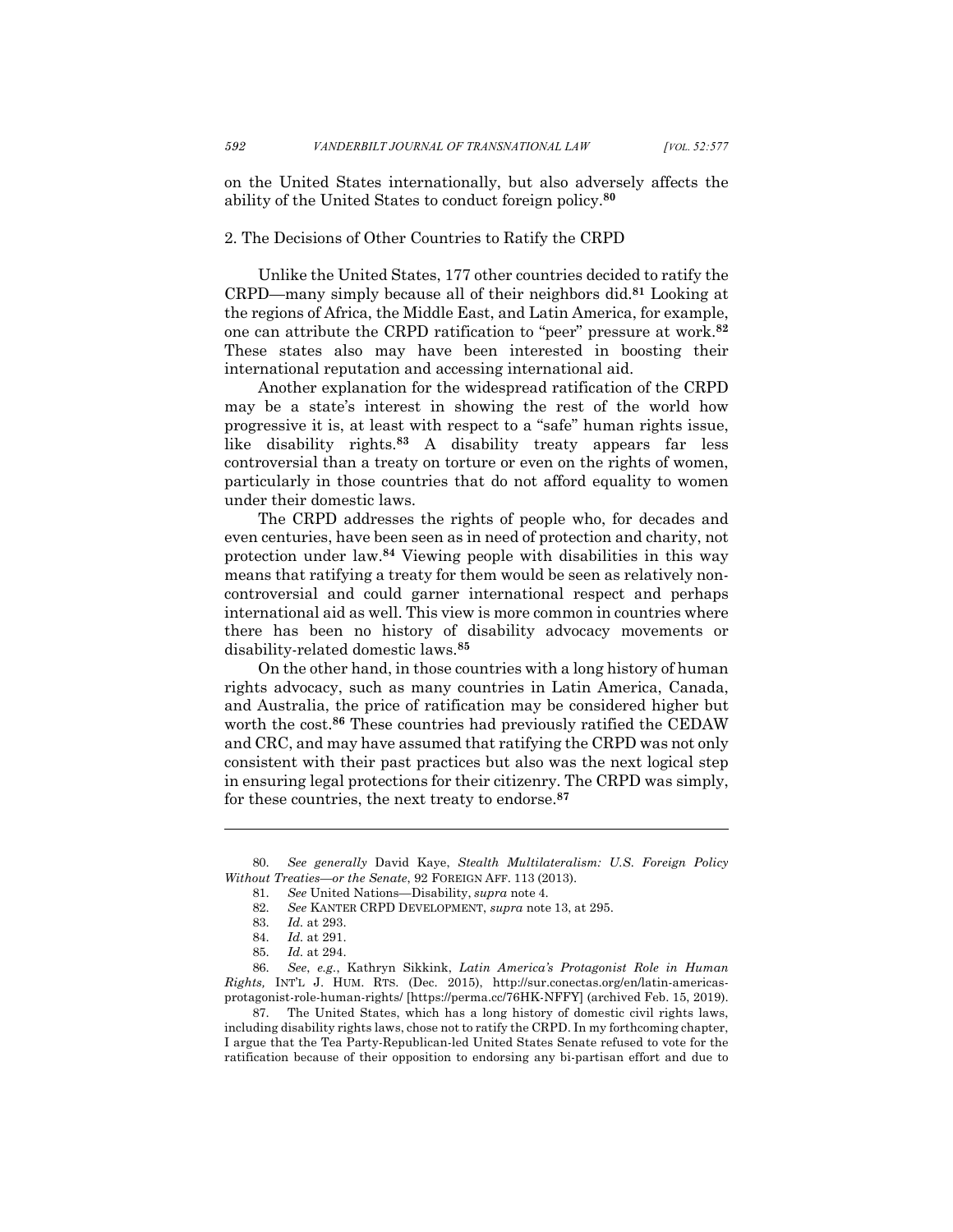on the United States internationally, but also adversely affects the ability of the United States to conduct foreign policy.[80]

2. The Decisions of Other Countries to Ratify the CRPD

Unlike the United States, 177 other countries decided to ratify the CRPD—many simply because all of their neighbors did.[81] Looking at the regions of Africa, the Middle East, and Latin America, for example, one can attribute the CRPD ratification to "peer" pressure at work.[82] These states also may have been interested in boosting their international reputation and accessing international aid.

Another explanation for the widespread ratification of the CRPD may be a state's interest in showing the rest of the world how progressive it is, at least with respect to a "safe" human rights issue, like disability rights.[83] A disability treaty appears far less controversial than a treaty on torture or even on the rights of women, particularly in those countries that do not afford equality to women under their domestic laws.

The CRPD addresses the rights of people who, for decades and even centuries, have been seen as in need of protection and charity, not protection under law.[84] Viewing people with disabilities in this way means that ratifying a treaty for them would be seen as relatively non-controversial and could garner international respect and perhaps international aid as well. This view is more common in countries where there has been no history of disability advocacy movements or disability-related domestic laws.[85]

On the other hand, in those countries with a long history of human rights advocacy, such as many countries in Latin America, Canada, and Australia, the price of ratification may be considered higher but worth the cost.[86] These countries had previously ratified the CEDAW and CRC, and may have assumed that ratifying the CRPD was not only consistent with their past practices but also was the next logical step in ensuring legal protections for their citizenry. The CRPD was simply, for these countries, the next treaty to endorse.[87]

---

80. *See generally* David Kaye, *Stealth Multilateralism: U.S. Foreign Policy Without Treaties—or the Senate*, 92 FOREIGN AFF. 113 (2013).

81. *See* United Nations—Disability, *supra* note 4.

82. *See* KANTER CRPD DEVELOPMENT, *supra* note 13, at 295.

83. *Id.* at 293.

84. *Id.* at 291.

85. *Id.* at 294.

86. *See, e.g.*, Kathryn Sikkink, *Latin America's Protagonist Role in Human Rights,* INT'L J. HUM. RTS. (Dec. 2015), http://sur.conectas.org/en/latin-americas-protagonist-role-human-rights/ [https://perma.cc/76HK-NFFY] (archived Feb. 15, 2019).

87. The United States, which has a long history of domestic civil rights laws, including disability rights laws, chose not to ratify the CRPD. In my forthcoming chapter, I argue that the Tea Party-Republican-led United States Senate refused to vote for the ratification because of their opposition to endorsing any bi-partisan effort and due to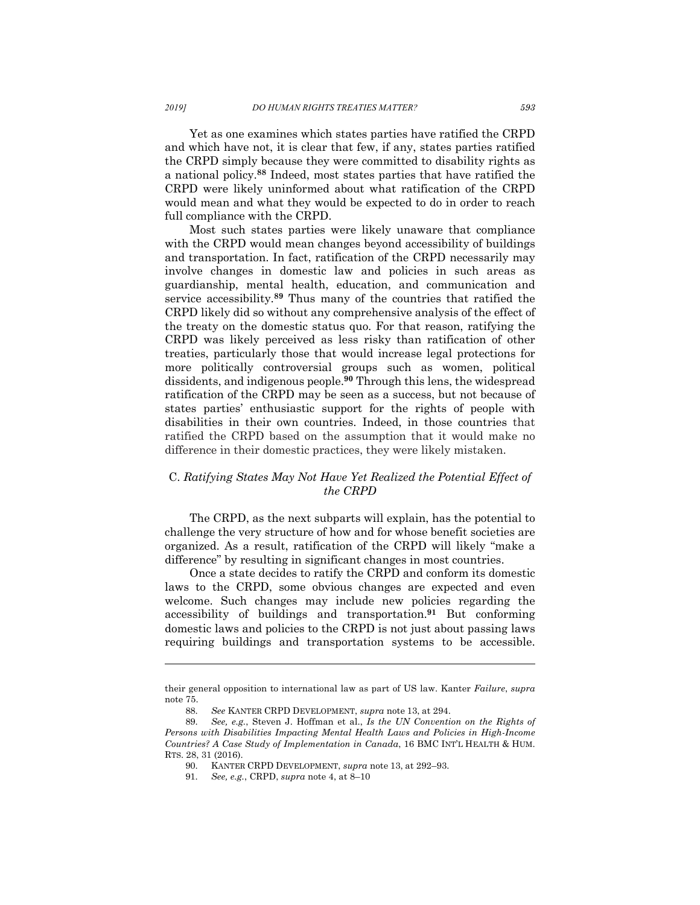Yet as one examines which states parties have ratified the CRPD and which have not, it is clear that few, if any, states parties ratified the CRPD simply because they were committed to disability rights as a national policy.[88] Indeed, most states parties that have ratified the CRPD were likely uninformed about what ratification of the CRPD would mean and what they would be expected to do in order to reach full compliance with the CRPD.

Most such states parties were likely unaware that compliance with the CRPD would mean changes beyond accessibility of buildings and transportation. In fact, ratification of the CRPD necessarily may involve changes in domestic law and policies in such areas as guardianship, mental health, education, and communication and service accessibility.[89] Thus many of the countries that ratified the CRPD likely did so without any comprehensive analysis of the effect of the treaty on the domestic status quo. For that reason, ratifying the CRPD was likely perceived as less risky than ratification of other treaties, particularly those that would increase legal protections for more politically controversial groups such as women, political dissidents, and indigenous people.[90] Through this lens, the widespread ratification of the CRPD may be seen as a success, but not because of states parties' enthusiastic support for the rights of people with disabilities in their own countries. Indeed, in those countries that ratified the CRPD based on the assumption that it would make no difference in their domestic practices, they were likely mistaken.

### C. *Ratifying States May Not Have Yet Realized the Potential Effect of the CRPD*

The CRPD, as the next subparts will explain, has the potential to challenge the very structure of how and for whose benefit societies are organized. As a result, ratification of the CRPD will likely "make a difference" by resulting in significant changes in most countries.

Once a state decides to ratify the CRPD and conform its domestic laws to the CRPD, some obvious changes are expected and even welcome. Such changes may include new policies regarding the accessibility of buildings and transportation.[91] But conforming domestic laws and policies to the CRPD is not just about passing laws requiring buildings and transportation systems to be accessible.

---

their general opposition to international law as part of US law. Kanter *Failure*, *supra* note 75.

88. *See* KANTER CRPD DEVELOPMENT, *supra* note 13, at 294.

89. *See, e.g.*, Steven J. Hoffman et al., *Is the UN Convention on the Rights of Persons with Disabilities Impacting Mental Health Laws and Policies in High-Income Countries? A Case Study of Implementation in Canada*, 16 BMC INT'L HEALTH & HUM. RTS. 28, 31 (2016).

90. KANTER CRPD DEVELOPMENT, *supra* note 13, at 292–93.

91. *See, e.g.*, CRPD, *supra* note 4, at 8–10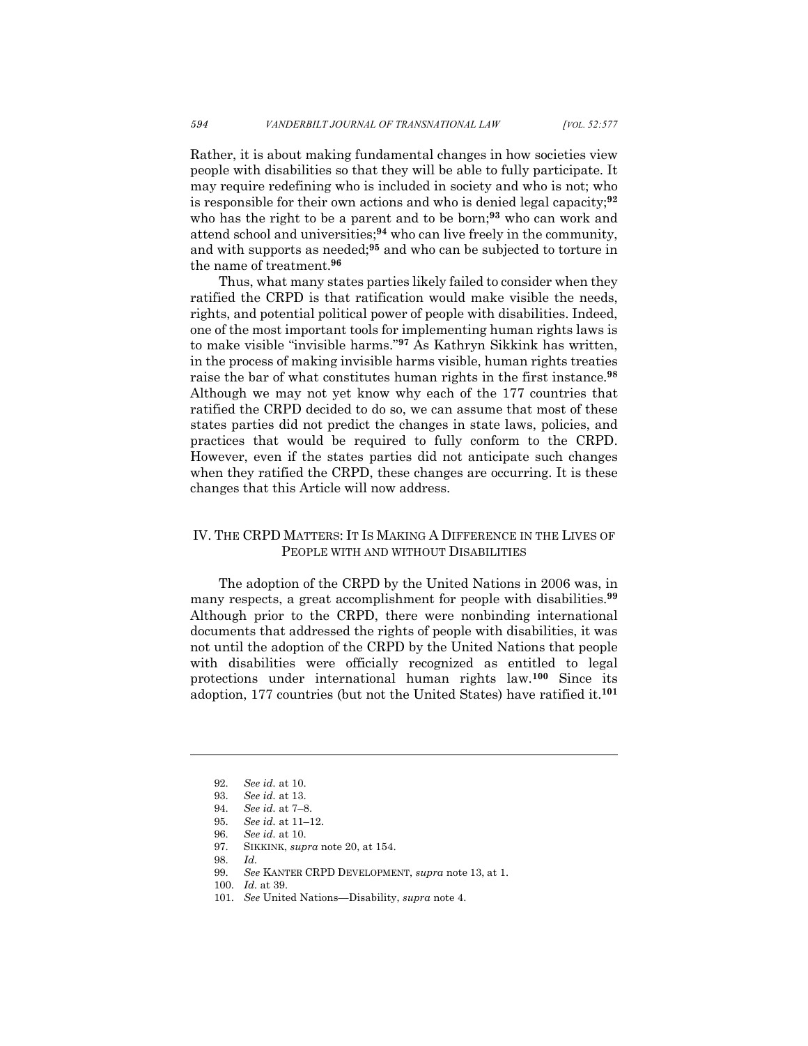Rather, it is about making fundamental changes in how societies view people with disabilities so that they will be able to fully participate. It may require redefining who is included in society and who is not; who is responsible for their own actions and who is denied legal capacity;[92] who has the right to be a parent and to be born;[93] who can work and attend school and universities;[94] who can live freely in the community, and with supports as needed;[95] and who can be subjected to torture in the name of treatment.[96]

Thus, what many states parties likely failed to consider when they ratified the CRPD is that ratification would make visible the needs, rights, and potential political power of people with disabilities. Indeed, one of the most important tools for implementing human rights laws is to make visible "invisible harms."[97] As Kathryn Sikkink has written, in the process of making invisible harms visible, human rights treaties raise the bar of what constitutes human rights in the first instance.[98] Although we may not yet know why each of the 177 countries that ratified the CRPD decided to do so, we can assume that most of these states parties did not predict the changes in state laws, policies, and practices that would be required to fully conform to the CRPD. However, even if the states parties did not anticipate such changes when they ratified the CRPD, these changes are occurring. It is these changes that this Article will now address.

## IV. THE CRPD MATTERS: IT IS MAKING A DIFFERENCE IN THE LIVES OF PEOPLE WITH AND WITHOUT DISABILITIES

The adoption of the CRPD by the United Nations in 2006 was, in many respects, a great accomplishment for people with disabilities.[99] Although prior to the CRPD, there were nonbinding international documents that addressed the rights of people with disabilities, it was not until the adoption of the CRPD by the United Nations that people with disabilities were officially recognized as entitled to legal protections under international human rights law.[100] Since its adoption, 177 countries (but not the United States) have ratified it.[101]

---

92. *See id.* at 10.
93. *See id.* at 13.
94. *See id.* at 7–8.
95. *See id.* at 11–12.
96. *See id.* at 10.
97. SIKKINK, *supra* note 20, at 154.
98. *Id.*
99. *See* KANTER CRPD DEVELOPMENT, *supra* note 13, at 1.
100. *Id.* at 39.
101. *See* United Nations—Disability, *supra* note 4.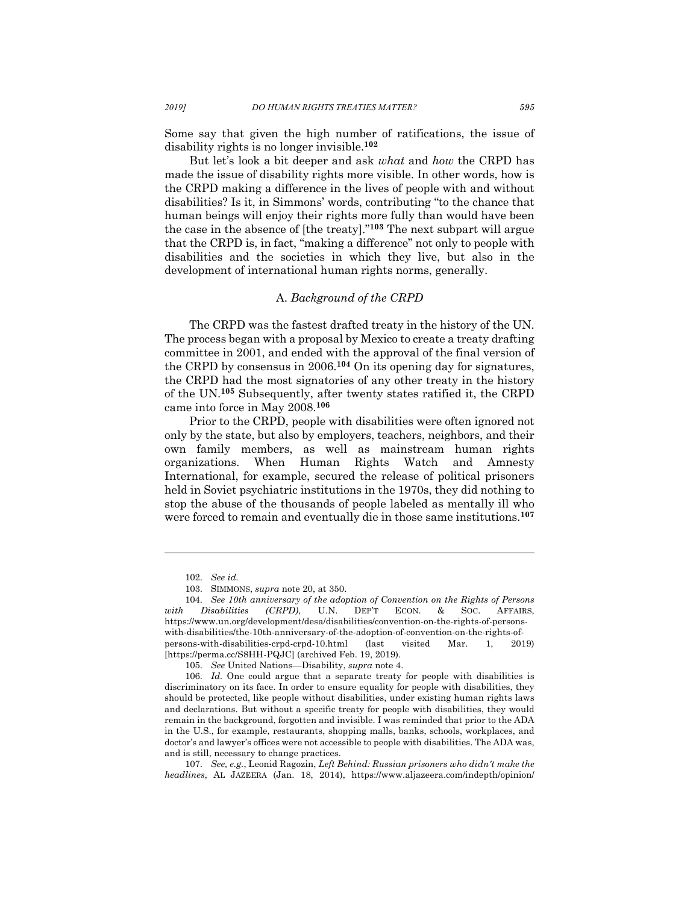Some say that given the high number of ratifications, the issue of disability rights is no longer invisible.[102]

But let's look a bit deeper and ask *what* and *how* the CRPD has made the issue of disability rights more visible. In other words, how is the CRPD making a difference in the lives of people with and without disabilities? Is it, in Simmons' words, contributing "to the chance that human beings will enjoy their rights more fully than would have been the case in the absence of [the treaty]."[103] The next subpart will argue that the CRPD is, in fact, "making a difference" not only to people with disabilities and the societies in which they live, but also in the development of international human rights norms, generally.

### A. *Background of the CRPD*

The CRPD was the fastest drafted treaty in the history of the UN. The process began with a proposal by Mexico to create a treaty drafting committee in 2001, and ended with the approval of the final version of the CRPD by consensus in 2006.[104] On its opening day for signatures, the CRPD had the most signatories of any other treaty in the history of the UN.[105] Subsequently, after twenty states ratified it, the CRPD came into force in May 2008.[106]

Prior to the CRPD, people with disabilities were often ignored not only by the state, but also by employers, teachers, neighbors, and their own family members, as well as mainstream human rights organizations. When Human Rights Watch and Amnesty International, for example, secured the release of political prisoners held in Soviet psychiatric institutions in the 1970s, they did nothing to stop the abuse of the thousands of people labeled as mentally ill who were forced to remain and eventually die in those same institutions.[107]

---

102. *See id.*

103. SIMMONS, *supra* note 20, at 350.

104. *See 10th anniversary of the adoption of Convention on the Rights of Persons with Disabilities (CRPD)*, U.N. DEP'T ECON. & SOC. AFFAIRS, https://www.un.org/development/desa/disabilities/convention-on-the-rights-of-persons-with-disabilities/the-10th-anniversary-of-the-adoption-of-convention-on-the-rights-of-persons-with-disabilities-crpd-crpd-10.html (last visited Mar. 1, 2019) [https://perma.cc/S8HH-PQJC] (archived Feb. 19, 2019).

105. *See* United Nations—Disability, *supra* note 4.

106. *Id.* One could argue that a separate treaty for people with disabilities is discriminatory on its face. In order to ensure equality for people with disabilities, they should be protected, like people without disabilities, under existing human rights laws and declarations. But without a specific treaty for people with disabilities, they would remain in the background, forgotten and invisible. I was reminded that prior to the ADA in the U.S., for example, restaurants, shopping malls, banks, schools, workplaces, and doctor's and lawyer's offices were not accessible to people with disabilities. The ADA was, and is still, necessary to change practices.

107. *See, e.g.*, Leonid Ragozin, *Left Behind: Russian prisoners who didn't make the headlines*, AL JAZEERA (Jan. 18, 2014), https://www.aljazeera.com/indepth/opinion/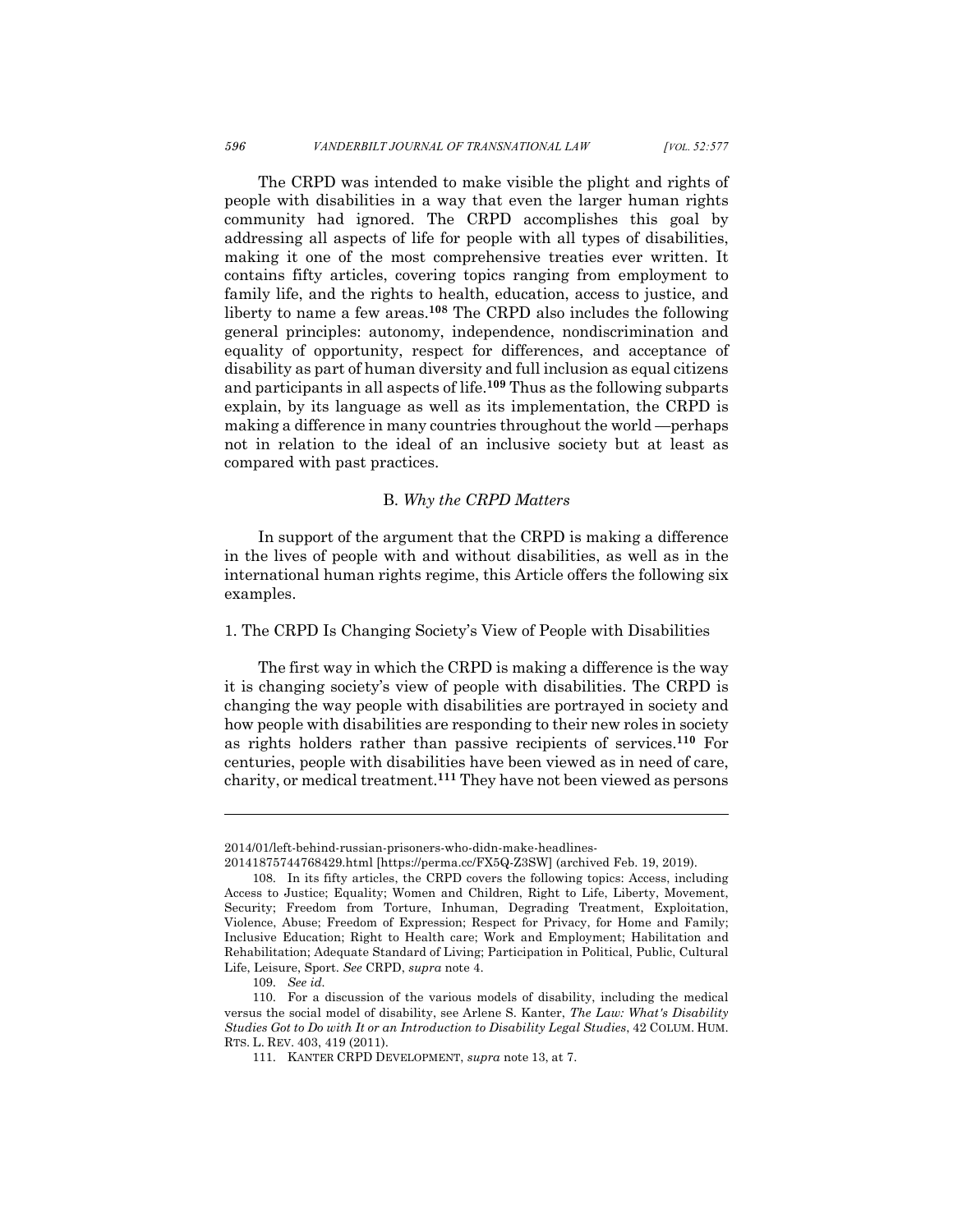The CRPD was intended to make visible the plight and rights of people with disabilities in a way that even the larger human rights community had ignored. The CRPD accomplishes this goal by addressing all aspects of life for people with all types of disabilities, making it one of the most comprehensive treaties ever written. It contains fifty articles, covering topics ranging from employment to family life, and the rights to health, education, access to justice, and liberty to name a few areas.[108] The CRPD also includes the following general principles: autonomy, independence, nondiscrimination and equality of opportunity, respect for differences, and acceptance of disability as part of human diversity and full inclusion as equal citizens and participants in all aspects of life.[109] Thus as the following subparts explain, by its language as well as its implementation, the CRPD is making a difference in many countries throughout the world —perhaps not in relation to the ideal of an inclusive society but at least as compared with past practices.

### B. *Why the CRPD Matters*

In support of the argument that the CRPD is making a difference in the lives of people with and without disabilities, as well as in the international human rights regime, this Article offers the following six examples.

#### 1. The CRPD Is Changing Society's View of People with Disabilities

The first way in which the CRPD is making a difference is the way it is changing society's view of people with disabilities. The CRPD is changing the way people with disabilities are portrayed in society and how people with disabilities are responding to their new roles in society as rights holders rather than passive recipients of services.[110] For centuries, people with disabilities have been viewed as in need of care, charity, or medical treatment.[111] They have not been viewed as persons

---

2014/01/left-behind-russian-prisoners-who-didn-make-headlines-201418757447684​29.html [https://perma.cc/FX5Q-Z3SW] (archived Feb. 19, 2019).

108. In its fifty articles, the CRPD covers the following topics: Access, including Access to Justice; Equality; Women and Children, Right to Life, Liberty, Movement, Security; Freedom from Torture, Inhuman, Degrading Treatment, Exploitation, Violence, Abuse; Freedom of Expression; Respect for Privacy, for Home and Family; Inclusive Education; Right to Health care; Work and Employment; Habilitation and Rehabilitation; Adequate Standard of Living; Participation in Political, Public, Cultural Life, Leisure, Sport. *See* CRPD, *supra* note 4.

109. *See id.*

110. For a discussion of the various models of disability, including the medical versus the social model of disability, see Arlene S. Kanter, *The Law: What's Disability Studies Got to Do with It or an Introduction to Disability Legal Studies*, 42 COLUM. HUM. RTS. L. REV. 403, 419 (2011).

111. KANTER CRPD DEVELOPMENT, *supra* note 13, at 7.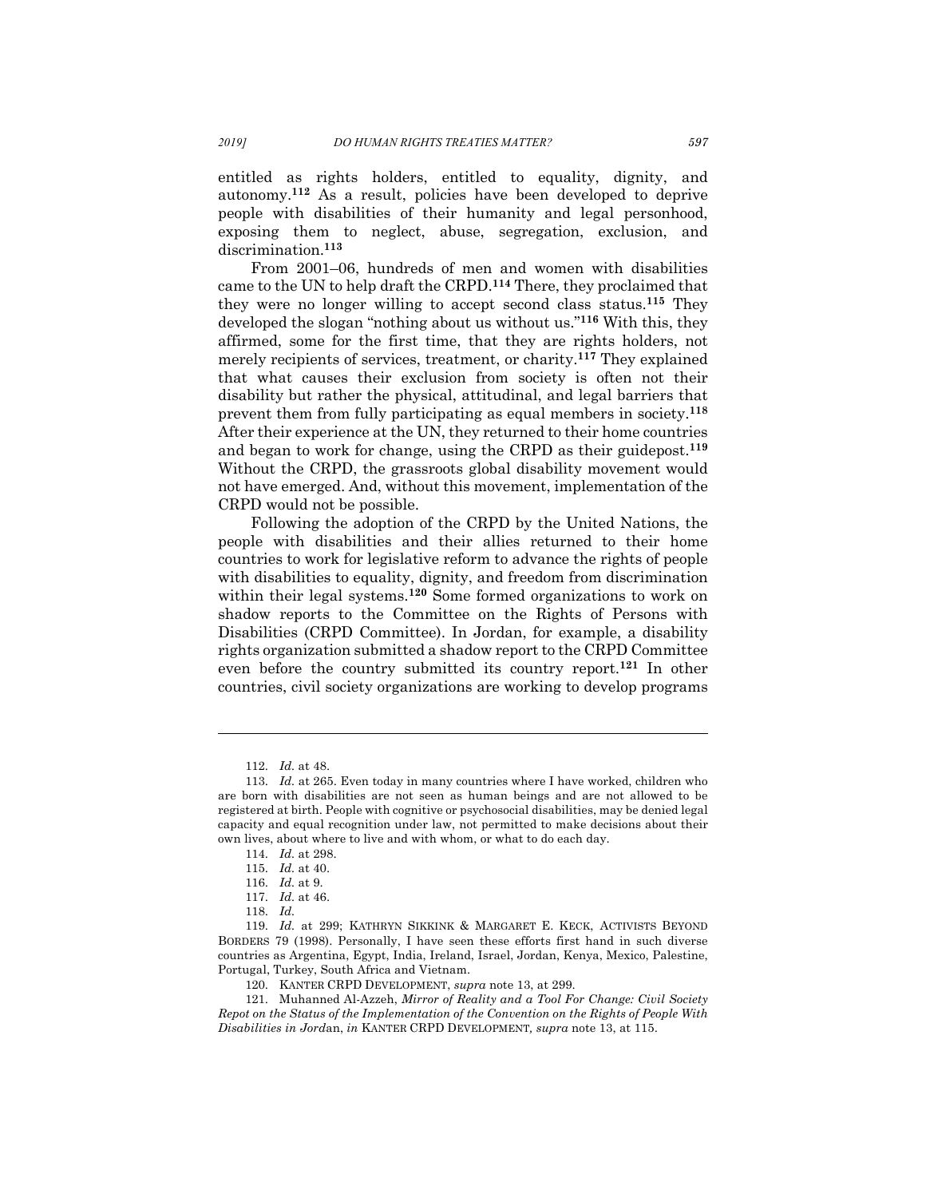entitled as rights holders, entitled to equality, dignity, and autonomy.[112] As a result, policies have been developed to deprive people with disabilities of their humanity and legal personhood, exposing them to neglect, abuse, segregation, exclusion, and discrimination.[113]

From 2001–06, hundreds of men and women with disabilities came to the UN to help draft the CRPD.[114] There, they proclaimed that they were no longer willing to accept second class status.[115] They developed the slogan "nothing about us without us."[116] With this, they affirmed, some for the first time, that they are rights holders, not merely recipients of services, treatment, or charity.[117] They explained that what causes their exclusion from society is often not their disability but rather the physical, attitudinal, and legal barriers that prevent them from fully participating as equal members in society.[118] After their experience at the UN, they returned to their home countries and began to work for change, using the CRPD as their guidepost.[119] Without the CRPD, the grassroots global disability movement would not have emerged. And, without this movement, implementation of the CRPD would not be possible.

Following the adoption of the CRPD by the United Nations, the people with disabilities and their allies returned to their home countries to work for legislative reform to advance the rights of people with disabilities to equality, dignity, and freedom from discrimination within their legal systems.[120] Some formed organizations to work on shadow reports to the Committee on the Rights of Persons with Disabilities (CRPD Committee). In Jordan, for example, a disability rights organization submitted a shadow report to the CRPD Committee even before the country submitted its country report.[121] In other countries, civil society organizations are working to develop programs

---

112. *Id.* at 48.

113. *Id.* at 265. Even today in many countries where I have worked, children who are born with disabilities are not seen as human beings and are not allowed to be registered at birth. People with cognitive or psychosocial disabilities, may be denied legal capacity and equal recognition under law, not permitted to make decisions about their own lives, about where to live and with whom, or what to do each day.

114. *Id.* at 298.

115. *Id.* at 40.

116. *Id.* at 9.

117. *Id.* at 46.

118. *Id.*

119. *Id.* at 299; KATHRYN SIKKINK & MARGARET E. KECK, ACTIVISTS BEYOND BORDERS 79 (1998). Personally, I have seen these efforts first hand in such diverse countries as Argentina, Egypt, India, Ireland, Israel, Jordan, Kenya, Mexico, Palestine, Portugal, Turkey, South Africa and Vietnam.

120. KANTER CRPD DEVELOPMENT, *supra* note 13, at 299.

121. Muhanned Al-Azzeh, *Mirror of Reality and a Tool For Change: Civil Society Repot on the Status of the Implementation of the Convention on the Rights of People With Disabilities in Jordan*, *in* KANTER CRPD DEVELOPMENT, *supra* note 13, at 115.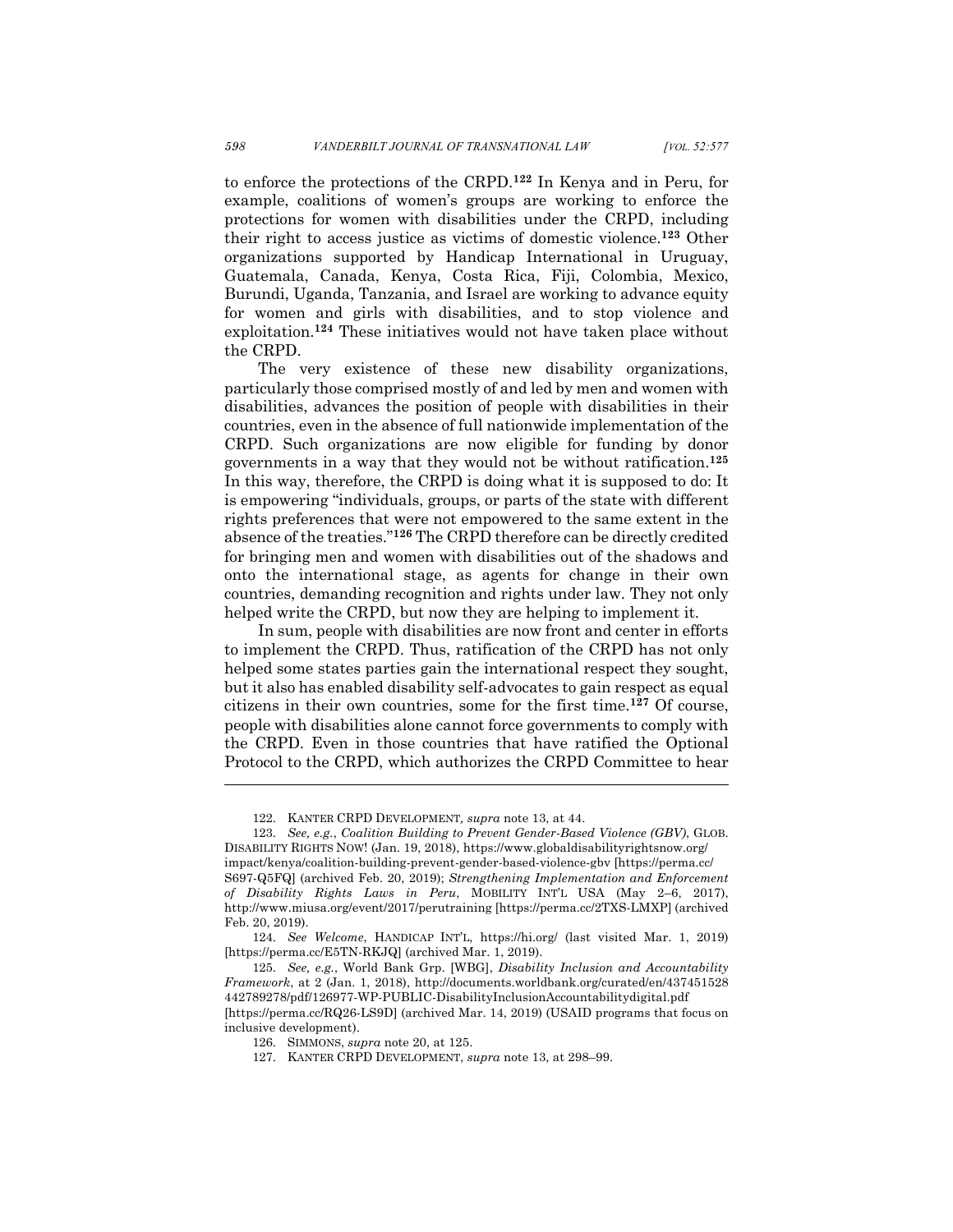to enforce the protections of the CRPD.[122] In Kenya and in Peru, for example, coalitions of women's groups are working to enforce the protections for women with disabilities under the CRPD, including their right to access justice as victims of domestic violence.[123] Other organizations supported by Handicap International in Uruguay, Guatemala, Canada, Kenya, Costa Rica, Fiji, Colombia, Mexico, Burundi, Uganda, Tanzania, and Israel are working to advance equity for women and girls with disabilities, and to stop violence and exploitation.[124] These initiatives would not have taken place without the CRPD.

The very existence of these new disability organizations, particularly those comprised mostly of and led by men and women with disabilities, advances the position of people with disabilities in their countries, even in the absence of full nationwide implementation of the CRPD. Such organizations are now eligible for funding by donor governments in a way that they would not be without ratification.[125] In this way, therefore, the CRPD is doing what it is supposed to do: It is empowering "individuals, groups, or parts of the state with different rights preferences that were not empowered to the same extent in the absence of the treaties."[126] The CRPD therefore can be directly credited for bringing men and women with disabilities out of the shadows and onto the international stage, as agents for change in their own countries, demanding recognition and rights under law. They not only helped write the CRPD, but now they are helping to implement it.

In sum, people with disabilities are now front and center in efforts to implement the CRPD. Thus, ratification of the CRPD has not only helped some states parties gain the international respect they sought, but it also has enabled disability self-advocates to gain respect as equal citizens in their own countries, some for the first time.[127] Of course, people with disabilities alone cannot force governments to comply with the CRPD. Even in those countries that have ratified the Optional Protocol to the CRPD, which authorizes the CRPD Committee to hear

---

122. KANTER CRPD DEVELOPMENT, *supra* note 13, at 44.

123. *See, e.g.*, *Coalition Building to Prevent Gender-Based Violence (GBV)*, GLOB. DISABILITY RIGHTS NOW! (Jan. 19, 2018), https://www.globaldisabilityrightsnow.org/impact/kenya/coalition-building-prevent-gender-based-violence-gbv [https://perma.cc/S697-Q5FQ] (archived Feb. 20, 2019); *Strengthening Implementation and Enforcement of Disability Rights Laws in Peru*, MOBILITY INT'L USA (May 2–6, 2017), http://www.miusa.org/event/2017/perutraining [https://perma.cc/2TXS-LMXP] (archived Feb. 20, 2019).

124. *See Welcome*, HANDICAP INT'L, https://hi.org/ (last visited Mar. 1, 2019) [https://perma.cc/E5TN-RKJQ] (archived Mar. 1, 2019).

125. *See, e.g.*, World Bank Grp. [WBG], *Disability Inclusion and Accountability Framework*, at 2 (Jan. 1, 2018), http://documents.worldbank.org/curated/en/437451528442789278/pdf/126977-WP-PUBLIC-DisabilityInclusionAccountabilitydigital.pdf [https://perma.cc/RQ26-LS9D] (archived Mar. 14, 2019) (USAID programs that focus on inclusive development).

126. SIMMONS, *supra* note 20, at 125.

127. KANTER CRPD DEVELOPMENT, *supra* note 13, at 298–99.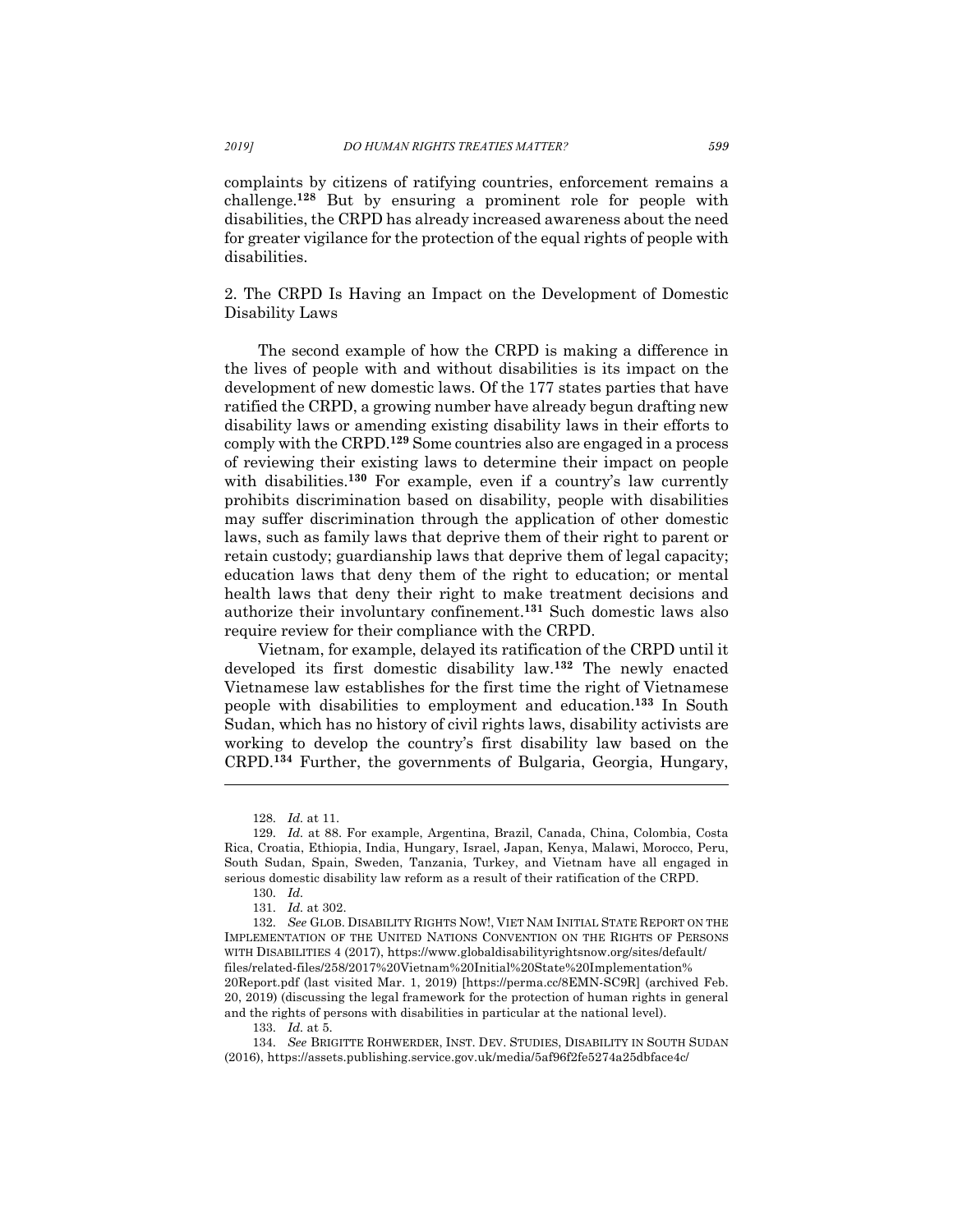complaints by citizens of ratifying countries, enforcement remains a challenge.[128] But by ensuring a prominent role for people with disabilities, the CRPD has already increased awareness about the need for greater vigilance for the protection of the equal rights of people with disabilities.

2. The CRPD Is Having an Impact on the Development of Domestic Disability Laws

The second example of how the CRPD is making a difference in the lives of people with and without disabilities is its impact on the development of new domestic laws. Of the 177 states parties that have ratified the CRPD, a growing number have already begun drafting new disability laws or amending existing disability laws in their efforts to comply with the CRPD.[129] Some countries also are engaged in a process of reviewing their existing laws to determine their impact on people with disabilities.[130] For example, even if a country's law currently prohibits discrimination based on disability, people with disabilities may suffer discrimination through the application of other domestic laws, such as family laws that deprive them of their right to parent or retain custody; guardianship laws that deprive them of legal capacity; education laws that deny them of the right to education; or mental health laws that deny their right to make treatment decisions and authorize their involuntary confinement.[131] Such domestic laws also require review for their compliance with the CRPD.

Vietnam, for example, delayed its ratification of the CRPD until it developed its first domestic disability law.[132] The newly enacted Vietnamese law establishes for the first time the right of Vietnamese people with disabilities to employment and education.[133] In South Sudan, which has no history of civil rights laws, disability activists are working to develop the country's first disability law based on the CRPD.[134] Further, the governments of Bulgaria, Georgia, Hungary,

---

128. *Id.* at 11.

129. *Id.* at 88. For example, Argentina, Brazil, Canada, China, Colombia, Costa Rica, Croatia, Ethiopia, India, Hungary, Israel, Japan, Kenya, Malawi, Morocco, Peru, South Sudan, Spain, Sweden, Tanzania, Turkey, and Vietnam have all engaged in serious domestic disability law reform as a result of their ratification of the CRPD.

130. *Id.*

131. *Id.* at 302.

132. *See* GLOB. DISABILITY RIGHTS NOW!, VIET NAM INITIAL STATE REPORT ON THE IMPLEMENTATION OF THE UNITED NATIONS CONVENTION ON THE RIGHTS OF PERSONS WITH DISABILITIES 4 (2017), https://www.globaldisabilityrightsnow.org/sites/default/files/related-files/258/2017%20Vietnam%20Initial%20State%20Implementation%20Report.pdf (last visited Mar. 1, 2019) [https://perma.cc/8EMN-SC9R] (archived Feb. 20, 2019) (discussing the legal framework for the protection of human rights in general and the rights of persons with disabilities in particular at the national level).

133. *Id.* at 5.

134. *See* BRIGITTE ROHWERDER, INST. DEV. STUDIES, DISABILITY IN SOUTH SUDAN (2016), https://assets.publishing.service.gov.uk/media/5af96f2fe5274a25dbface4c/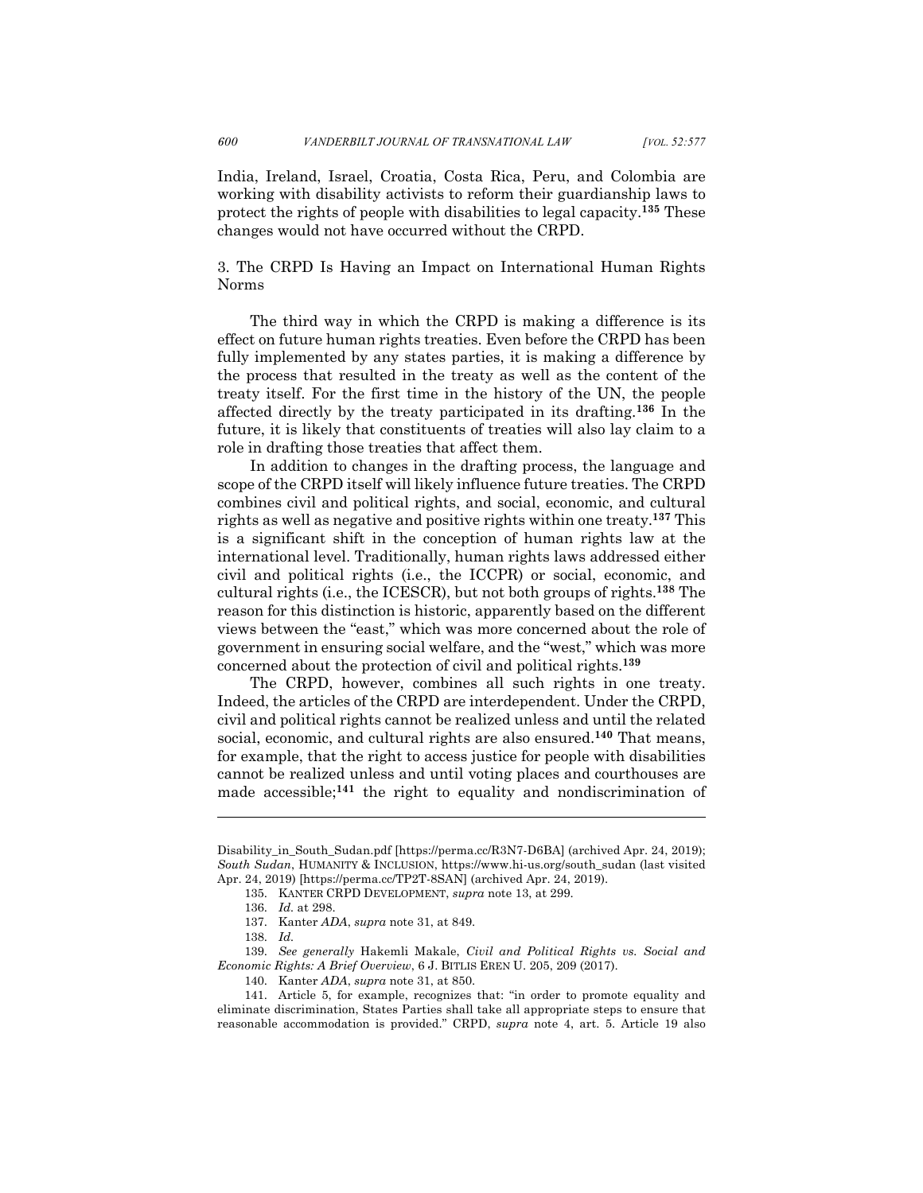India, Ireland, Israel, Croatia, Costa Rica, Peru, and Colombia are working with disability activists to reform their guardianship laws to protect the rights of people with disabilities to legal capacity.[135] These changes would not have occurred without the CRPD.

3. The CRPD Is Having an Impact on International Human Rights Norms

The third way in which the CRPD is making a difference is its effect on future human rights treaties. Even before the CRPD has been fully implemented by any states parties, it is making a difference by the process that resulted in the treaty as well as the content of the treaty itself. For the first time in the history of the UN, the people affected directly by the treaty participated in its drafting.[136] In the future, it is likely that constituents of treaties will also lay claim to a role in drafting those treaties that affect them.

In addition to changes in the drafting process, the language and scope of the CRPD itself will likely influence future treaties. The CRPD combines civil and political rights, and social, economic, and cultural rights as well as negative and positive rights within one treaty.[137] This is a significant shift in the conception of human rights law at the international level. Traditionally, human rights laws addressed either civil and political rights (i.e., the ICCPR) or social, economic, and cultural rights (i.e., the ICESCR), but not both groups of rights.[138] The reason for this distinction is historic, apparently based on the different views between the "east," which was more concerned about the role of government in ensuring social welfare, and the "west," which was more concerned about the protection of civil and political rights.[139]

The CRPD, however, combines all such rights in one treaty. Indeed, the articles of the CRPD are interdependent. Under the CRPD, civil and political rights cannot be realized unless and until the related social, economic, and cultural rights are also ensured.[140] That means, for example, that the right to access justice for people with disabilities cannot be realized unless and until voting places and courthouses are made accessible;[141] the right to equality and nondiscrimination of

---

Disability_in_South_Sudan.pdf [https://perma.cc/R3N7-D6BA] (archived Apr. 24, 2019); *South Sudan*, HUMANITY & INCLUSION, https://www.hi-us.org/south_sudan (last visited Apr. 24, 2019) [https://perma.cc/TP2T-8SAN] (archived Apr. 24, 2019).

135. KANTER CRPD DEVELOPMENT, *supra* note 13, at 299.

136. *Id.* at 298.

137. Kanter *ADA*, *supra* note 31, at 849.

138. *Id.*

139. *See generally* Hakemli Makale, *Civil and Political Rights vs. Social and Economic Rights: A Brief Overview*, 6 J. BITLIS EREN U. 205, 209 (2017).

140. Kanter *ADA*, *supra* note 31, at 850.

141. Article 5, for example, recognizes that: "in order to promote equality and eliminate discrimination, States Parties shall take all appropriate steps to ensure that reasonable accommodation is provided." CRPD, *supra* note 4, art. 5. Article 19 also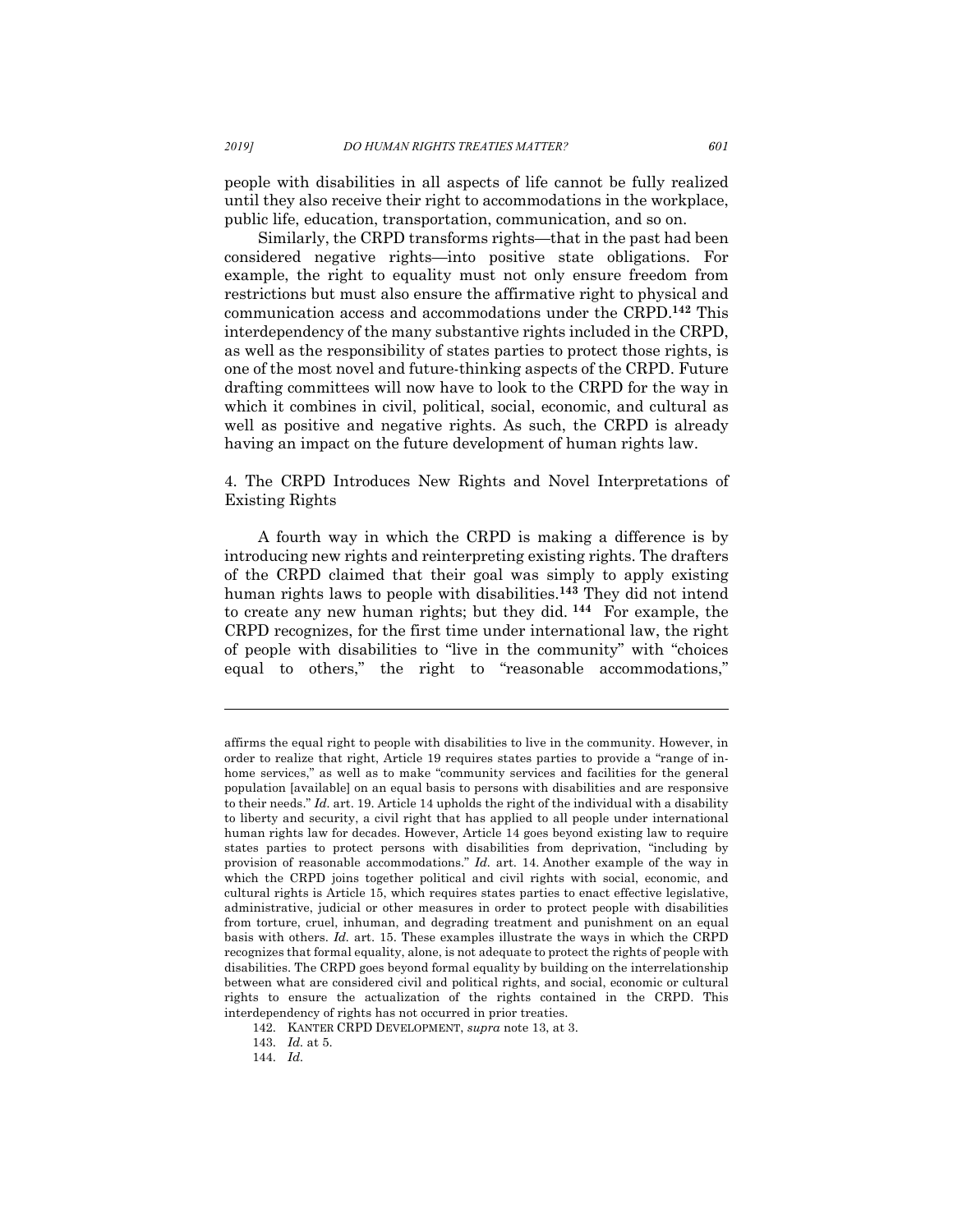people with disabilities in all aspects of life cannot be fully realized until they also receive their right to accommodations in the workplace, public life, education, transportation, communication, and so on.

Similarly, the CRPD transforms rights—that in the past had been considered negative rights—into positive state obligations. For example, the right to equality must not only ensure freedom from restrictions but must also ensure the affirmative right to physical and communication access and accommodations under the CRPD.[142] This interdependency of the many substantive rights included in the CRPD, as well as the responsibility of states parties to protect those rights, is one of the most novel and future-thinking aspects of the CRPD. Future drafting committees will now have to look to the CRPD for the way in which it combines in civil, political, social, economic, and cultural as well as positive and negative rights. As such, the CRPD is already having an impact on the future development of human rights law.

4. The CRPD Introduces New Rights and Novel Interpretations of Existing Rights

A fourth way in which the CRPD is making a difference is by introducing new rights and reinterpreting existing rights. The drafters of the CRPD claimed that their goal was simply to apply existing human rights laws to people with disabilities.[143] They did not intend to create any new human rights; but they did.[144] For example, the CRPD recognizes, for the first time under international law, the right of people with disabilities to "live in the community" with "choices equal to others," the right to "reasonable accommodations,"

---

affirms the equal right to people with disabilities to live in the community. However, in order to realize that right, Article 19 requires states parties to provide a "range of in-home services," as well as to make "community services and facilities for the general population [available] on an equal basis to persons with disabilities and are responsive to their needs." *Id.* art. 19. Article 14 upholds the right of the individual with a disability to liberty and security, a civil right that has applied to all people under international human rights law for decades. However, Article 14 goes beyond existing law to require states parties to protect persons with disabilities from deprivation, "including by provision of reasonable accommodations." *Id.* art. 14. Another example of the way in which the CRPD joins together political and civil rights with social, economic, and cultural rights is Article 15, which requires states parties to enact effective legislative, administrative, judicial or other measures in order to protect people with disabilities from torture, cruel, inhuman, and degrading treatment and punishment on an equal basis with others. *Id.* art. 15. These examples illustrate the ways in which the CRPD recognizes that formal equality, alone, is not adequate to protect the rights of people with disabilities. The CRPD goes beyond formal equality by building on the interrelationship between what are considered civil and political rights, and social, economic or cultural rights to ensure the actualization of the rights contained in the CRPD. This interdependency of rights has not occurred in prior treaties.

142. KANTER CRPD DEVELOPMENT, *supra* note 13, at 3.

143. *Id.* at 5.

144. *Id.*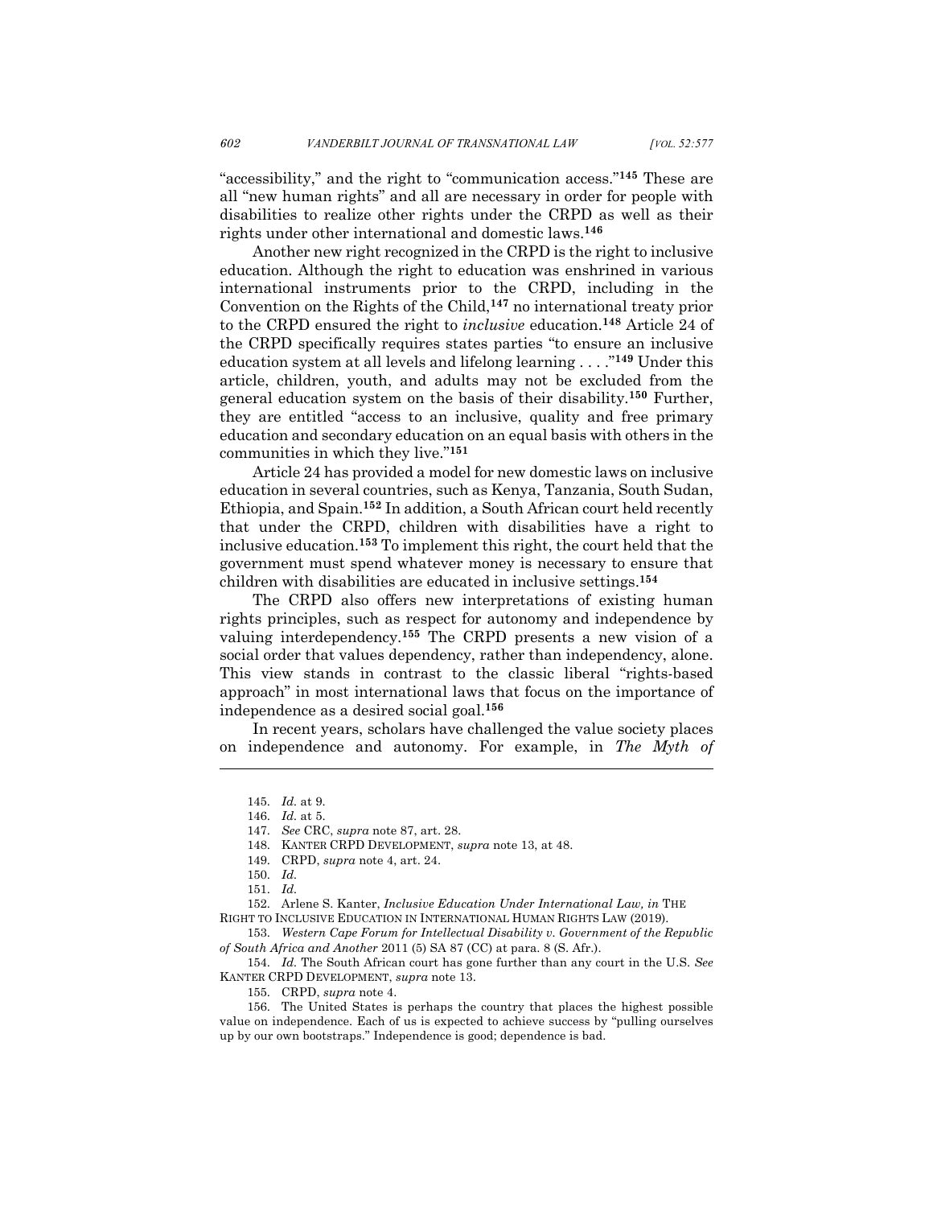"accessibility," and the right to "communication access."[145] These are all "new human rights" and all are necessary in order for people with disabilities to realize other rights under the CRPD as well as their rights under other international and domestic laws.[146]

Another new right recognized in the CRPD is the right to inclusive education. Although the right to education was enshrined in various international instruments prior to the CRPD, including in the Convention on the Rights of the Child,[147] no international treaty prior to the CRPD ensured the right to *inclusive* education.[148] Article 24 of the CRPD specifically requires states parties "to ensure an inclusive education system at all levels and lifelong learning . . . ."[149] Under this article, children, youth, and adults may not be excluded from the general education system on the basis of their disability.[150] Further, they are entitled "access to an inclusive, quality and free primary education and secondary education on an equal basis with others in the communities in which they live."[151]

Article 24 has provided a model for new domestic laws on inclusive education in several countries, such as Kenya, Tanzania, South Sudan, Ethiopia, and Spain.[152] In addition, a South African court held recently that under the CRPD, children with disabilities have a right to inclusive education.[153] To implement this right, the court held that the government must spend whatever money is necessary to ensure that children with disabilities are educated in inclusive settings.[154]

The CRPD also offers new interpretations of existing human rights principles, such as respect for autonomy and independence by valuing interdependency.[155] The CRPD presents a new vision of a social order that values dependency, rather than independency, alone. This view stands in contrast to the classic liberal "rights-based approach" in most international laws that focus on the importance of independence as a desired social goal.[156]

In recent years, scholars have challenged the value society places on independence and autonomy. For example, in *The Myth of*

---

145. *Id.* at 9.

146. *Id.* at 5.

147. *See* CRC, *supra* note 87, art. 28.

148. KANTER CRPD DEVELOPMENT, *supra* note 13, at 48.

149. CRPD, *supra* note 4, art. 24.

150. *Id.*

151. *Id.*

152. Arlene S. Kanter, *Inclusive Education Under International Law, in* THE RIGHT TO INCLUSIVE EDUCATION IN INTERNATIONAL HUMAN RIGHTS LAW (2019).

153. *Western Cape Forum for Intellectual Disability v. Government of the Republic of South Africa and Another* 2011 (5) SA 87 (CC) at para. 8 (S. Afr.).

154. *Id.* The South African court has gone further than any court in the U.S. *See* KANTER CRPD DEVELOPMENT, *supra* note 13.

155. CRPD, *supra* note 4.

156. The United States is perhaps the country that places the highest possible value on independence. Each of us is expected to achieve success by "pulling ourselves up by our own bootstraps." Independence is good; dependence is bad.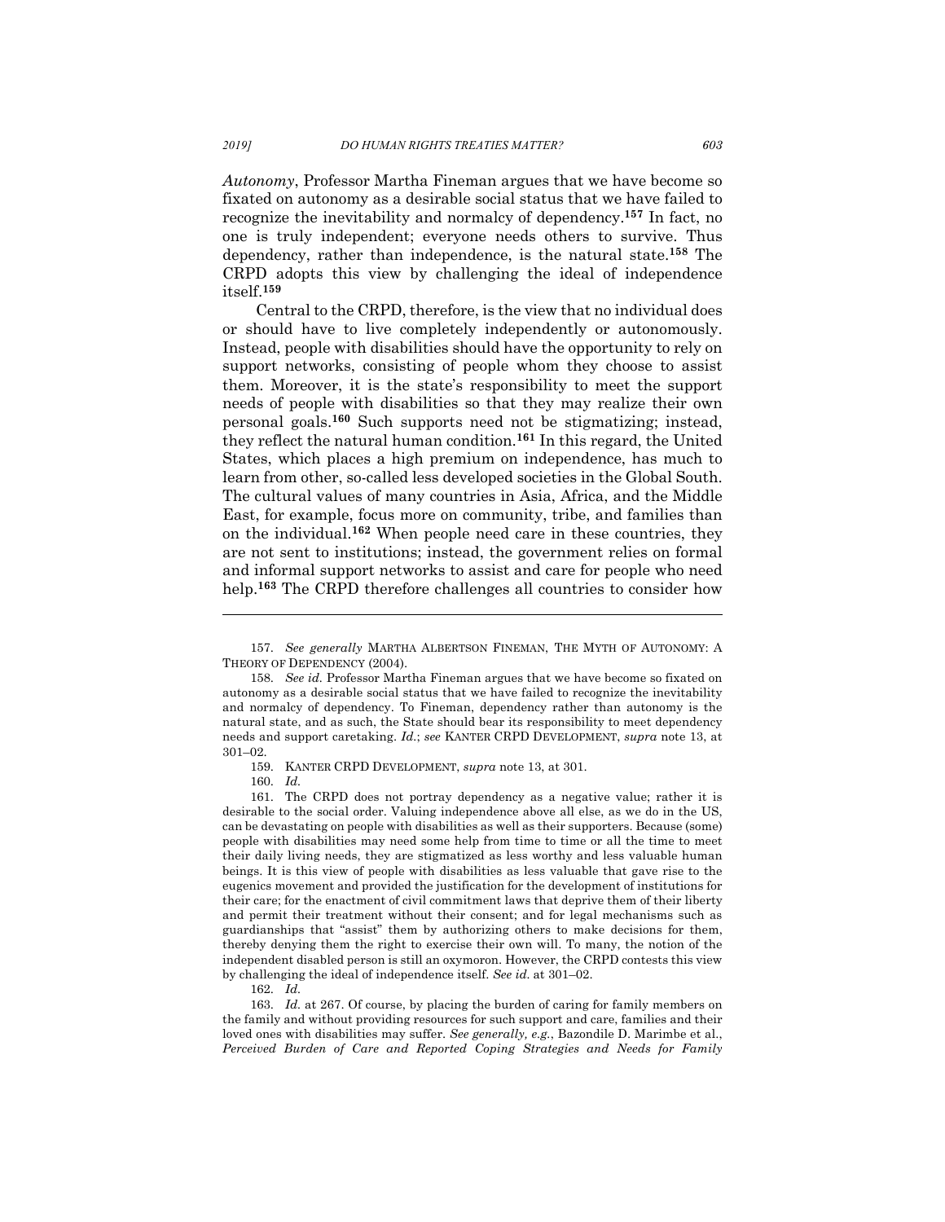*Autonomy*, Professor Martha Fineman argues that we have become so fixated on autonomy as a desirable social status that we have failed to recognize the inevitability and normalcy of dependency.[157] In fact, no one is truly independent; everyone needs others to survive. Thus dependency, rather than independence, is the natural state.[158] The CRPD adopts this view by challenging the ideal of independence itself.[159]

Central to the CRPD, therefore, is the view that no individual does or should have to live completely independently or autonomously. Instead, people with disabilities should have the opportunity to rely on support networks, consisting of people whom they choose to assist them. Moreover, it is the state's responsibility to meet the support needs of people with disabilities so that they may realize their own personal goals.[160] Such supports need not be stigmatizing; instead, they reflect the natural human condition.[161] In this regard, the United States, which places a high premium on independence, has much to learn from other, so-called less developed societies in the Global South. The cultural values of many countries in Asia, Africa, and the Middle East, for example, focus more on community, tribe, and families than on the individual.[162] When people need care in these countries, they are not sent to institutions; instead, the government relies on formal and informal support networks to assist and care for people who need help.[163] The CRPD therefore challenges all countries to consider how

---

157. *See generally* MARTHA ALBERTSON FINEMAN, THE MYTH OF AUTONOMY: A THEORY OF DEPENDENCY (2004).

158. *See id.* Professor Martha Fineman argues that we have become so fixated on autonomy as a desirable social status that we have failed to recognize the inevitability and normalcy of dependency. To Fineman, dependency rather than autonomy is the natural state, and as such, the State should bear its responsibility to meet dependency needs and support caretaking. *Id.*; *see* KANTER CRPD DEVELOPMENT, *supra* note 13, at 301–02.

159. KANTER CRPD DEVELOPMENT, *supra* note 13, at 301.

160. *Id.*

161. The CRPD does not portray dependency as a negative value; rather it is desirable to the social order. Valuing independence above all else, as we do in the US, can be devastating on people with disabilities as well as their supporters. Because (some) people with disabilities may need some help from time to time or all the time to meet their daily living needs, they are stigmatized as less worthy and less valuable human beings. It is this view of people with disabilities as less valuable that gave rise to the eugenics movement and provided the justification for the development of institutions for their care; for the enactment of civil commitment laws that deprive them of their liberty and permit their treatment without their consent; and for legal mechanisms such as guardianships that "assist" them by authorizing others to make decisions for them, thereby denying them the right to exercise their own will. To many, the notion of the independent disabled person is still an oxymoron. However, the CRPD contests this view by challenging the ideal of independence itself. *See id.* at 301–02.

162. *Id.*

163. *Id.* at 267. Of course, by placing the burden of caring for family members on the family and without providing resources for such support and care, families and their loved ones with disabilities may suffer. *See generally, e.g.*, Bazondile D. Marimbe et al., *Perceived Burden of Care and Reported Coping Strategies and Needs for Family*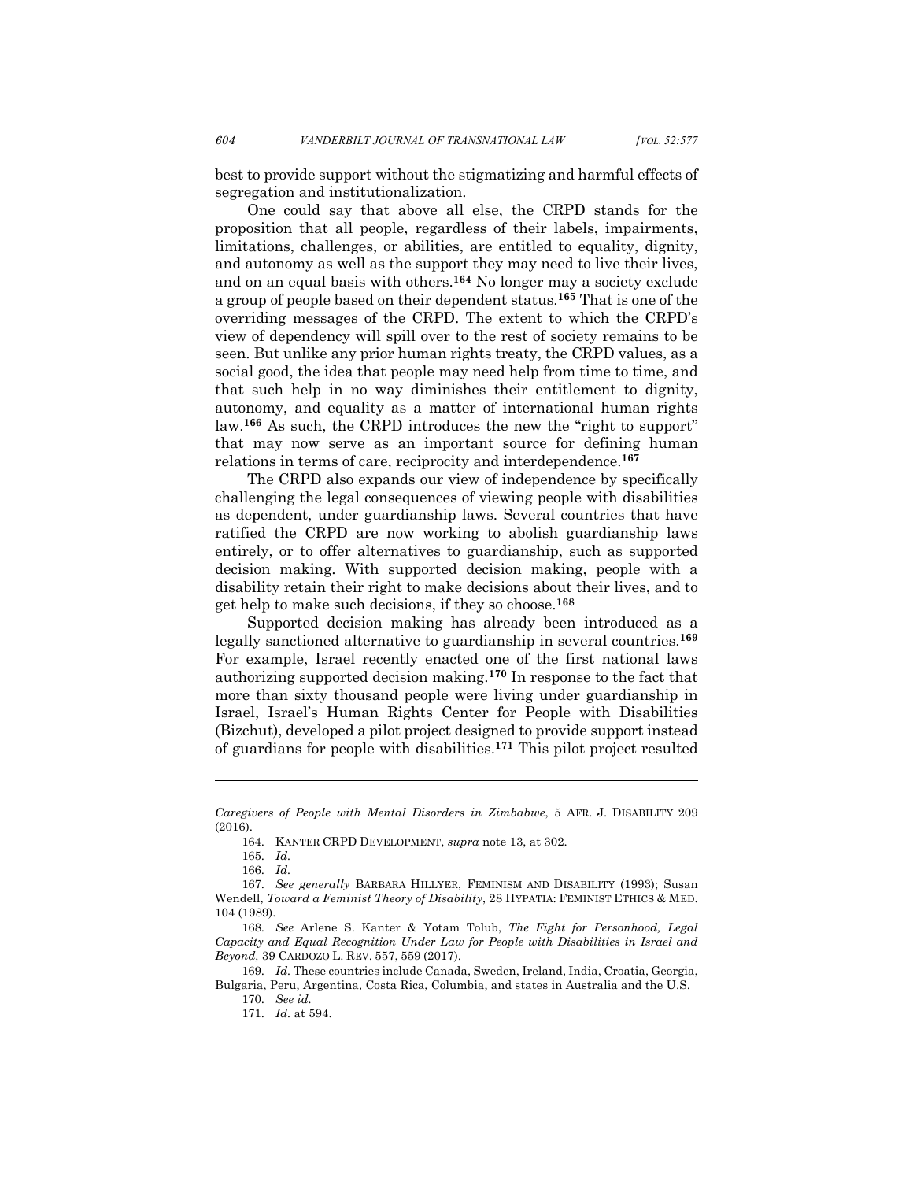best to provide support without the stigmatizing and harmful effects of segregation and institutionalization.

One could say that above all else, the CRPD stands for the proposition that all people, regardless of their labels, impairments, limitations, challenges, or abilities, are entitled to equality, dignity, and autonomy as well as the support they may need to live their lives, and on an equal basis with others.[164] No longer may a society exclude a group of people based on their dependent status.[165] That is one of the overriding messages of the CRPD. The extent to which the CRPD's view of dependency will spill over to the rest of society remains to be seen. But unlike any prior human rights treaty, the CRPD values, as a social good, the idea that people may need help from time to time, and that such help in no way diminishes their entitlement to dignity, autonomy, and equality as a matter of international human rights law.[166] As such, the CRPD introduces the new the "right to support" that may now serve as an important source for defining human relations in terms of care, reciprocity and interdependence.[167]

The CRPD also expands our view of independence by specifically challenging the legal consequences of viewing people with disabilities as dependent, under guardianship laws. Several countries that have ratified the CRPD are now working to abolish guardianship laws entirely, or to offer alternatives to guardianship, such as supported decision making. With supported decision making, people with a disability retain their right to make decisions about their lives, and to get help to make such decisions, if they so choose.[168]

Supported decision making has already been introduced as a legally sanctioned alternative to guardianship in several countries.[169] For example, Israel recently enacted one of the first national laws authorizing supported decision making.[170] In response to the fact that more than sixty thousand people were living under guardianship in Israel, Israel's Human Rights Center for People with Disabilities (Bizchut), developed a pilot project designed to provide support instead of guardians for people with disabilities.[171] This pilot project resulted

---

*Caregivers of People with Mental Disorders in Zimbabwe*, 5 AFR. J. DISABILITY 209 (2016).

164. KANTER CRPD DEVELOPMENT, *supra* note 13, at 302.

165. *Id.*

166. *Id.*

167. *See generally* BARBARA HILLYER, FEMINISM AND DISABILITY (1993); Susan Wendell, *Toward a Feminist Theory of Disability*, 28 HYPATIA: FEMINIST ETHICS & MED. 104 (1989).

168. *See* Arlene S. Kanter & Yotam Tolub, *The Fight for Personhood, Legal Capacity and Equal Recognition Under Law for People with Disabilities in Israel and Beyond,* 39 CARDOZO L. REV. 557, 559 (2017).

169. *Id.* These countries include Canada, Sweden, Ireland, India, Croatia, Georgia, Bulgaria, Peru, Argentina, Costa Rica, Columbia, and states in Australia and the U.S.

170. *See id.*

171. *Id.* at 594.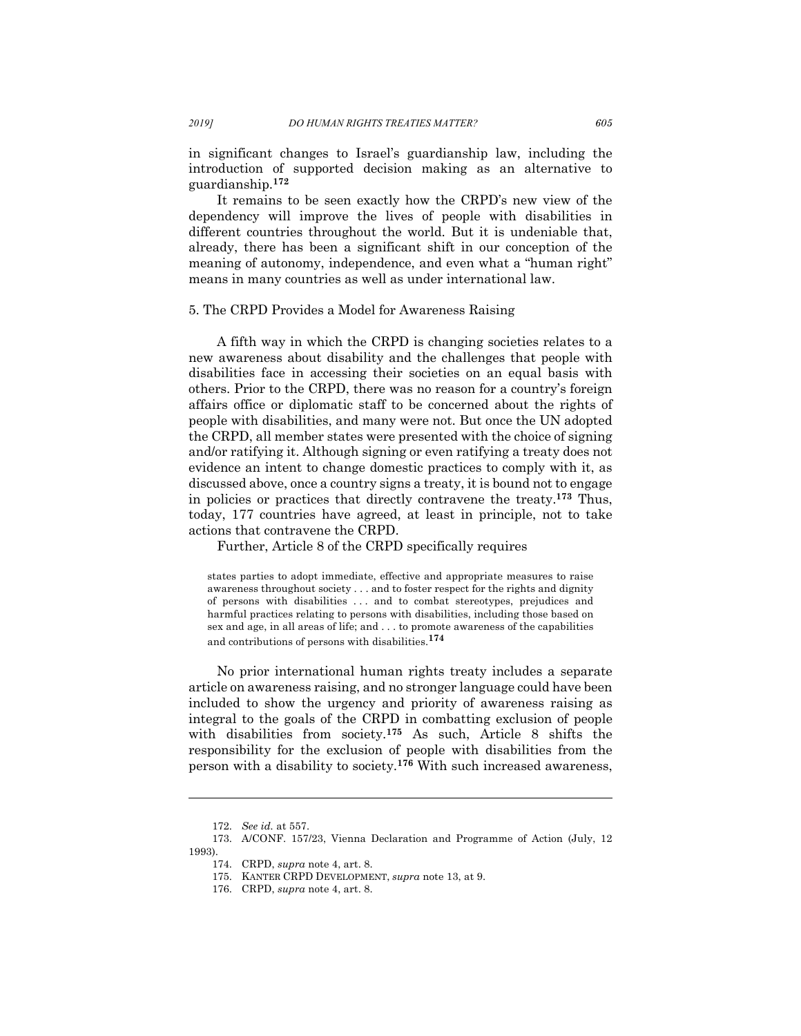in significant changes to Israel's guardianship law, including the introduction of supported decision making as an alternative to guardianship.[172]

It remains to be seen exactly how the CRPD's new view of the dependency will improve the lives of people with disabilities in different countries throughout the world. But it is undeniable that, already, there has been a significant shift in our conception of the meaning of autonomy, independence, and even what a "human right" means in many countries as well as under international law.

5. The CRPD Provides a Model for Awareness Raising

A fifth way in which the CRPD is changing societies relates to a new awareness about disability and the challenges that people with disabilities face in accessing their societies on an equal basis with others. Prior to the CRPD, there was no reason for a country's foreign affairs office or diplomatic staff to be concerned about the rights of people with disabilities, and many were not. But once the UN adopted the CRPD, all member states were presented with the choice of signing and/or ratifying it. Although signing or even ratifying a treaty does not evidence an intent to change domestic practices to comply with it, as discussed above, once a country signs a treaty, it is bound not to engage in policies or practices that directly contravene the treaty.[173] Thus, today, 177 countries have agreed, at least in principle, not to take actions that contravene the CRPD.

Further, Article 8 of the CRPD specifically requires

> states parties to adopt immediate, effective and appropriate measures to raise awareness throughout society . . . and to foster respect for the rights and dignity of persons with disabilities . . . and to combat stereotypes, prejudices and harmful practices relating to persons with disabilities, including those based on sex and age, in all areas of life; and . . . to promote awareness of the capabilities and contributions of persons with disabilities.[174]

No prior international human rights treaty includes a separate article on awareness raising, and no stronger language could have been included to show the urgency and priority of awareness raising as integral to the goals of the CRPD in combatting exclusion of people with disabilities from society.[175] As such, Article 8 shifts the responsibility for the exclusion of people with disabilities from the person with a disability to society.[176] With such increased awareness,

---

172. *See id.* at 557.

173. A/CONF. 157/23, Vienna Declaration and Programme of Action (July, 12 1993).

174. CRPD, *supra* note 4, art. 8.

175. KANTER CRPD DEVELOPMENT, *supra* note 13, at 9.

176. CRPD, *supra* note 4, art. 8.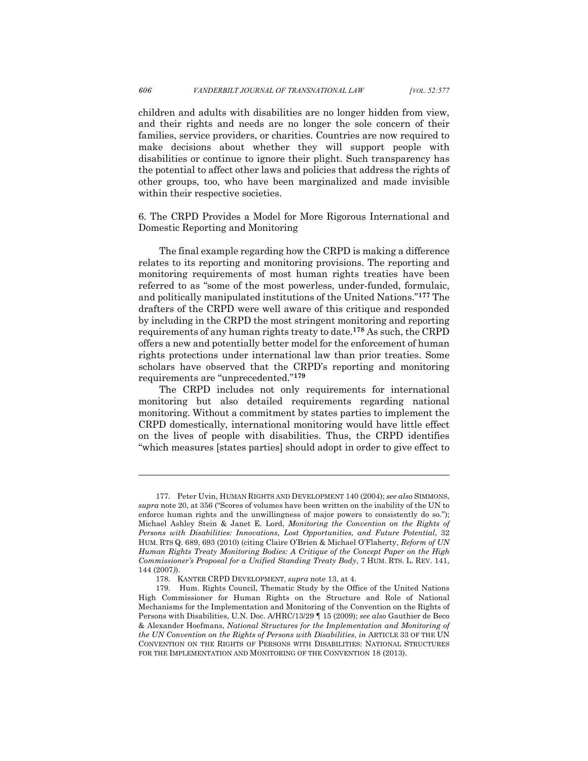children and adults with disabilities are no longer hidden from view, and their rights and needs are no longer the sole concern of their families, service providers, or charities. Countries are now required to make decisions about whether they will support people with disabilities or continue to ignore their plight. Such transparency has the potential to affect other laws and policies that address the rights of other groups, too, who have been marginalized and made invisible within their respective societies.

### 6. The CRPD Provides a Model for More Rigorous International and Domestic Reporting and Monitoring

The final example regarding how the CRPD is making a difference relates to its reporting and monitoring provisions. The reporting and monitoring requirements of most human rights treaties have been referred to as "some of the most powerless, under-funded, formulaic, and politically manipulated institutions of the United Nations."[177] The drafters of the CRPD were well aware of this critique and responded by including in the CRPD the most stringent monitoring and reporting requirements of any human rights treaty to date.[178] As such, the CRPD offers a new and potentially better model for the enforcement of human rights protections under international law than prior treaties. Some scholars have observed that the CRPD's reporting and monitoring requirements are "unprecedented."[179]

The CRPD includes not only requirements for international monitoring but also detailed requirements regarding national monitoring. Without a commitment by states parties to implement the CRPD domestically, international monitoring would have little effect on the lives of people with disabilities. Thus, the CRPD identifies "which measures [states parties] should adopt in order to give effect to

---

177. Peter Uvin, HUMAN RIGHTS AND DEVELOPMENT 140 (2004); *see also* SIMMONS, *supra* note 20, at 356 ("Scores of volumes have been written on the inability of the UN to enforce human rights and the unwillingness of major powers to consistently do so."); Michael Ashley Stein & Janet E. Lord, *Monitoring the Convention on the Rights of Persons with Disabilities: Innovations, Lost Opportunities, and Future Potential*, 32 HUM. RTS Q. 689, 693 (2010) (citing Claire O'Brien & Michael O'Flaherty, *Reform of UN Human Rights Treaty Monitoring Bodies: A Critique of the Concept Paper on the High Commissioner's Proposal for a Unified Standing Treaty Body*, 7 HUM. RTS. L. REV. 141, 144 (2007)).

178. KANTER CRPD DEVELOPMENT, *supra* note 13, at 4.

179. Hum. Rights Council, Thematic Study by the Office of the United Nations High Commissioner for Human Rights on the Structure and Role of National Mechanisms for the Implementation and Monitoring of the Convention on the Rights of Persons with Disabilities, U.N. Doc. A/HRC/13/29 ¶ 15 (2009); *see also* Gauthier de Beco & Alexander Hoefmans, *National Structures for the Implementation and Monitoring of the UN Convention on the Rights of Persons with Disabilities*, *in* ARTICLE 33 OF THE UN CONVENTION ON THE RIGHTS OF PERSONS WITH DISABILITIES: NATIONAL STRUCTURES FOR THE IMPLEMENTATION AND MONITORING OF THE CONVENTION 18 (2013).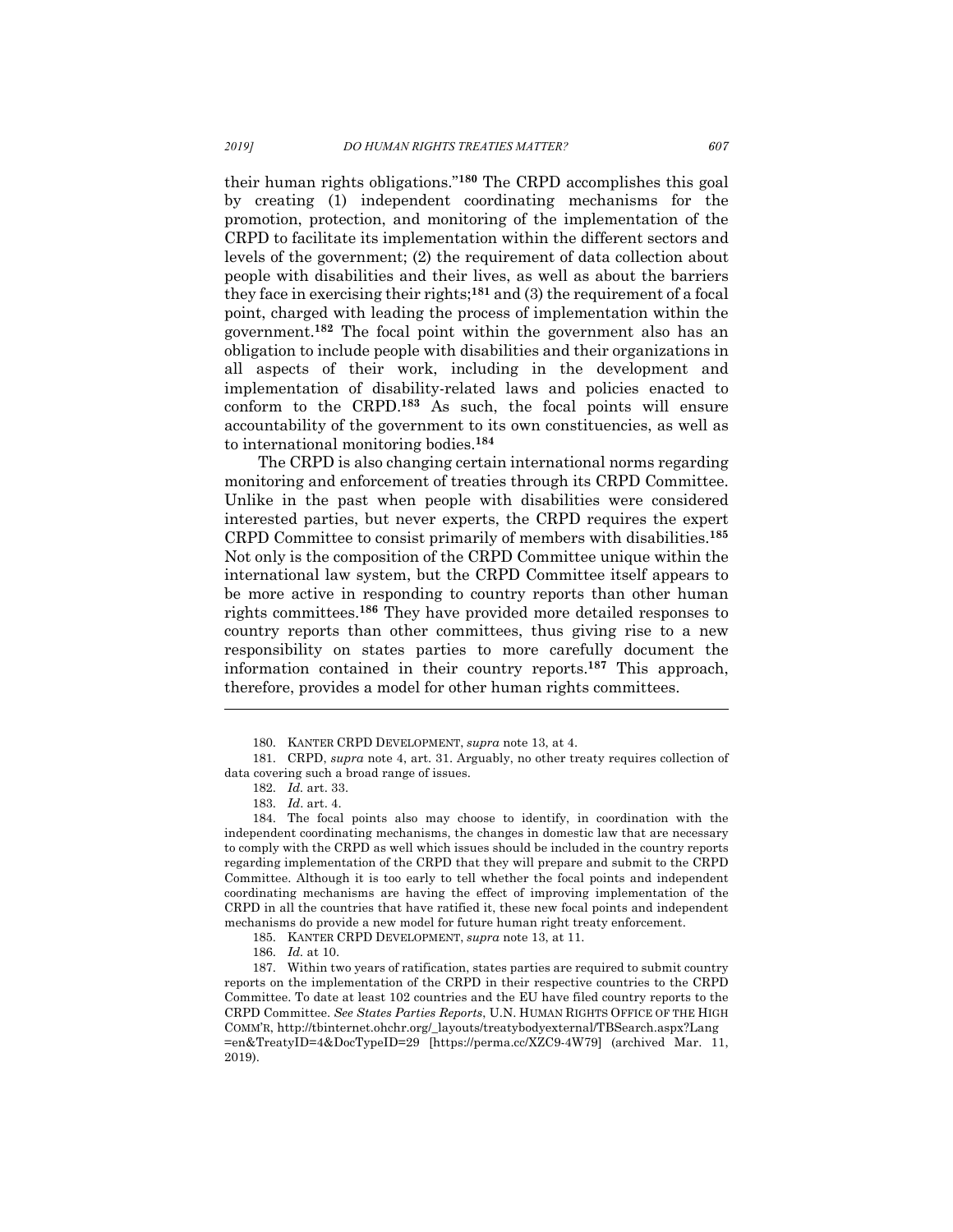their human rights obligations."[180] The CRPD accomplishes this goal by creating (1) independent coordinating mechanisms for the promotion, protection, and monitoring of the implementation of the CRPD to facilitate its implementation within the different sectors and levels of the government; (2) the requirement of data collection about people with disabilities and their lives, as well as about the barriers they face in exercising their rights;[181] and (3) the requirement of a focal point, charged with leading the process of implementation within the government.[182] The focal point within the government also has an obligation to include people with disabilities and their organizations in all aspects of their work, including in the development and implementation of disability-related laws and policies enacted to conform to the CRPD.[183] As such, the focal points will ensure accountability of the government to its own constituencies, as well as to international monitoring bodies.[184]

The CRPD is also changing certain international norms regarding monitoring and enforcement of treaties through its CRPD Committee. Unlike in the past when people with disabilities were considered interested parties, but never experts, the CRPD requires the expert CRPD Committee to consist primarily of members with disabilities.[185] Not only is the composition of the CRPD Committee unique within the international law system, but the CRPD Committee itself appears to be more active in responding to country reports than other human rights committees.[186] They have provided more detailed responses to country reports than other committees, thus giving rise to a new responsibility on states parties to more carefully document the information contained in their country reports.[187] This approach, therefore, provides a model for other human rights committees.

---

180. KANTER CRPD DEVELOPMENT, *supra* note 13, at 4.

181. CRPD, *supra* note 4, art. 31. Arguably, no other treaty requires collection of data covering such a broad range of issues.

182. *Id.* art. 33.

183. *Id*. art. 4.

184. The focal points also may choose to identify, in coordination with the independent coordinating mechanisms, the changes in domestic law that are necessary to comply with the CRPD as well which issues should be included in the country reports regarding implementation of the CRPD that they will prepare and submit to the CRPD Committee. Although it is too early to tell whether the focal points and independent coordinating mechanisms are having the effect of improving implementation of the CRPD in all the countries that have ratified it, these new focal points and independent mechanisms do provide a new model for future human right treaty enforcement.

185. KANTER CRPD DEVELOPMENT, *supra* note 13, at 11.

186. *Id.* at 10.

187. Within two years of ratification, states parties are required to submit country reports on the implementation of the CRPD in their respective countries to the CRPD Committee. To date at least 102 countries and the EU have filed country reports to the CRPD Committee. *See States Parties Reports*, U.N. HUMAN RIGHTS OFFICE OF THE HIGH COMM'R, http://tbinternet.ohchr.org/_layouts/treatybodyexternal/TBSearch.aspx?Lang=en&TreatyID=4&DocTypeID=29 [https://perma.cc/XZC9-4W79] (archived Mar. 11, 2019).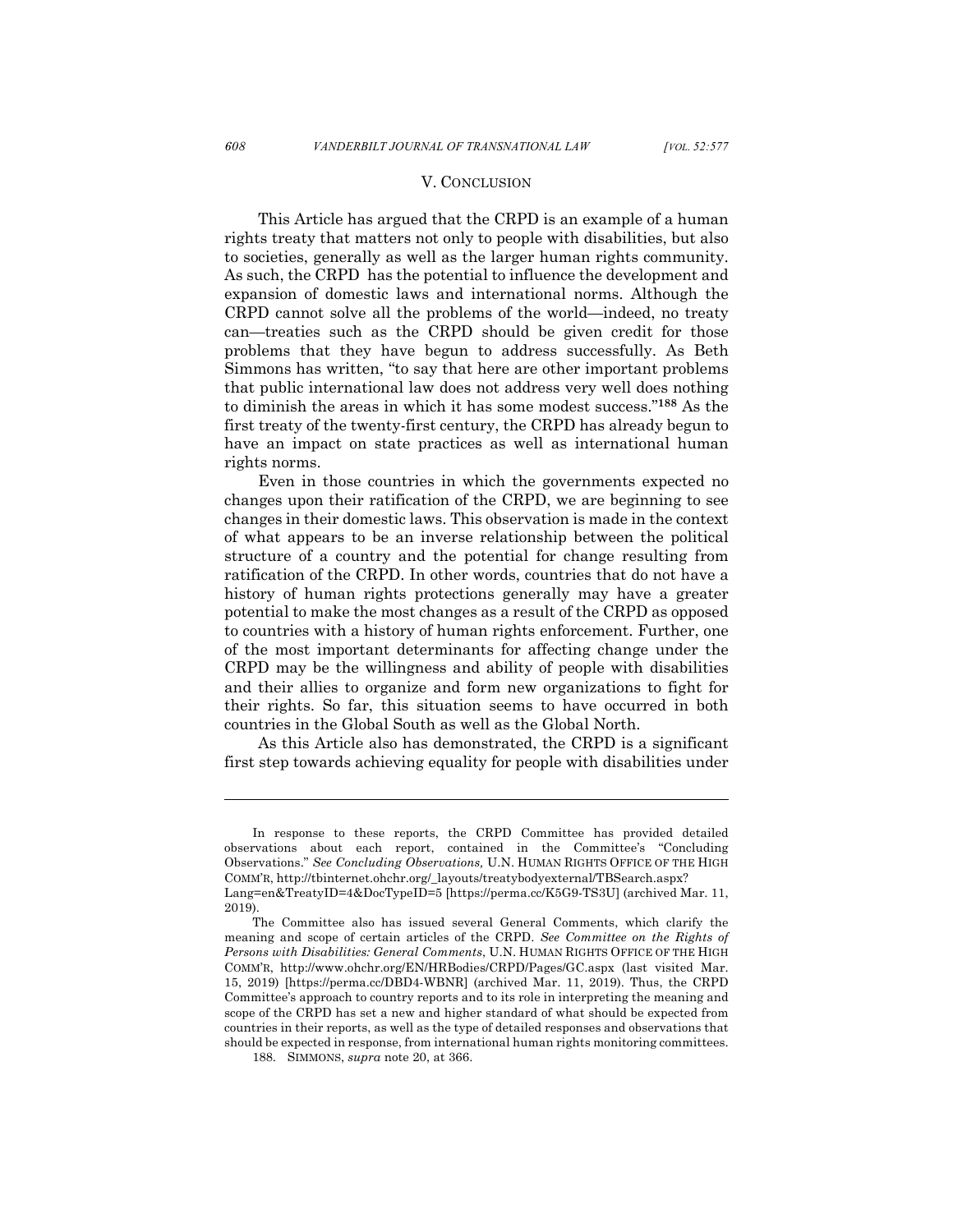## V. CONCLUSION

This Article has argued that the CRPD is an example of a human rights treaty that matters not only to people with disabilities, but also to societies, generally as well as the larger human rights community. As such, the CRPD has the potential to influence the development and expansion of domestic laws and international norms. Although the CRPD cannot solve all the problems of the world—indeed, no treaty can—treaties such as the CRPD should be given credit for those problems that they have begun to address successfully. As Beth Simmons has written, "to say that here are other important problems that public international law does not address very well does nothing to diminish the areas in which it has some modest success."[188] As the first treaty of the twenty-first century, the CRPD has already begun to have an impact on state practices as well as international human rights norms.

Even in those countries in which the governments expected no changes upon their ratification of the CRPD, we are beginning to see changes in their domestic laws. This observation is made in the context of what appears to be an inverse relationship between the political structure of a country and the potential for change resulting from ratification of the CRPD. In other words, countries that do not have a history of human rights protections generally may have a greater potential to make the most changes as a result of the CRPD as opposed to countries with a history of human rights enforcement. Further, one of the most important determinants for affecting change under the CRPD may be the willingness and ability of people with disabilities and their allies to organize and form new organizations to fight for their rights. So far, this situation seems to have occurred in both countries in the Global South as well as the Global North.

As this Article also has demonstrated, the CRPD is a significant first step towards achieving equality for people with disabilities under

---

In response to these reports, the CRPD Committee has provided detailed observations about each report, contained in the Committee's "Concluding Observations." *See Concluding Observations,* U.N. HUMAN RIGHTS OFFICE OF THE HIGH COMM'R, http://tbinternet.ohchr.org/_layouts/treatybodyexternal/TBSearch.aspx?Lang=en&TreatyID=4&DocTypeID=5 [https://perma.cc/K5G9-TS3U] (archived Mar. 11, 2019).

The Committee also has issued several General Comments, which clarify the meaning and scope of certain articles of the CRPD. *See Committee on the Rights of Persons with Disabilities: General Comments*, U.N. HUMAN RIGHTS OFFICE OF THE HIGH COMM'R, http://www.ohchr.org/EN/HRBodies/CRPD/Pages/GC.aspx (last visited Mar. 15, 2019) [https://perma.cc/DBD4-WBNR] (archived Mar. 11, 2019). Thus, the CRPD Committee's approach to country reports and to its role in interpreting the meaning and scope of the CRPD has set a new and higher standard of what should be expected from countries in their reports, as well as the type of detailed responses and observations that should be expected in response, from international human rights monitoring committees.

188. SIMMONS, *supra* note 20, at 366.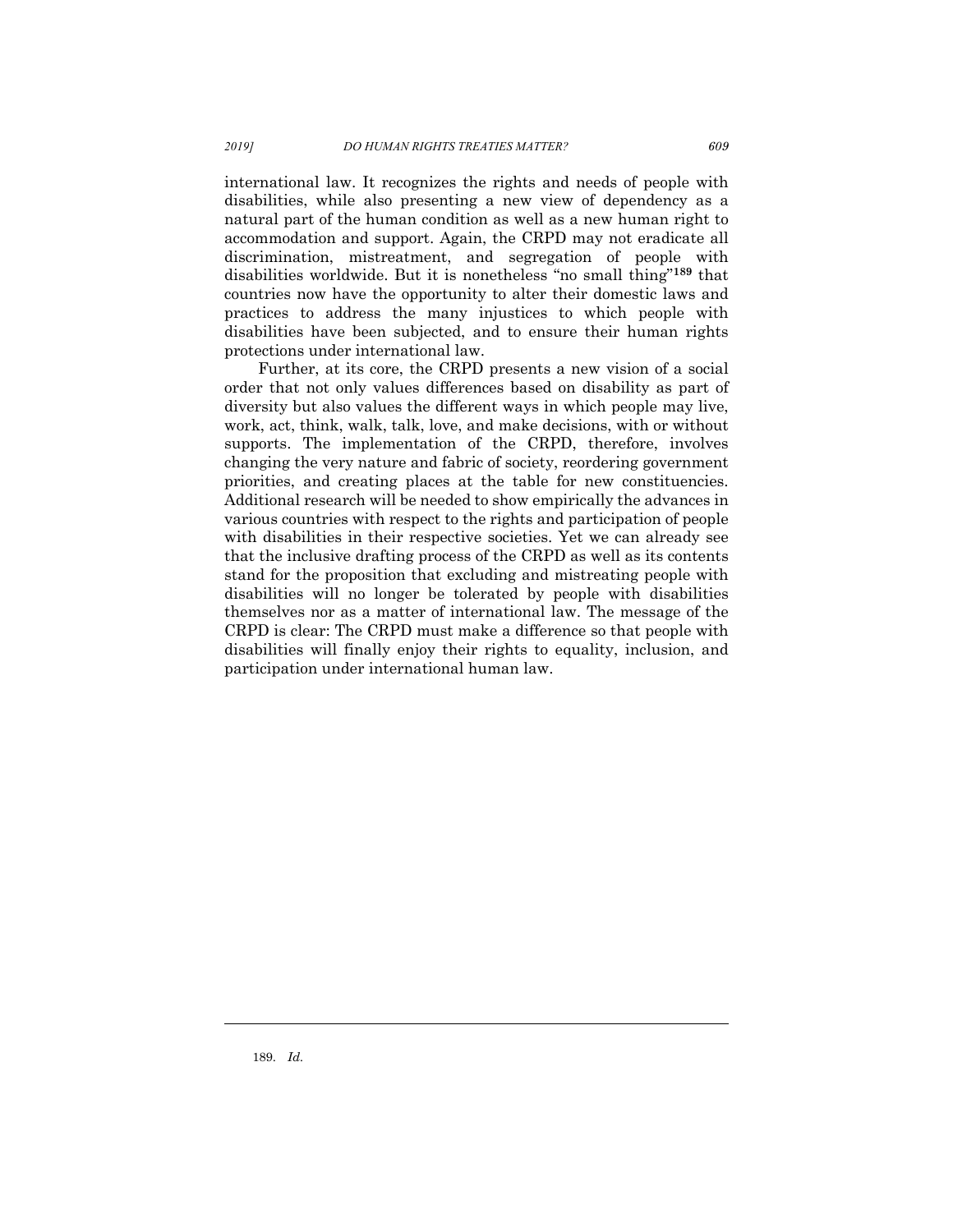international law. It recognizes the rights and needs of people with disabilities, while also presenting a new view of dependency as a natural part of the human condition as well as a new human right to accommodation and support. Again, the CRPD may not eradicate all discrimination, mistreatment, and segregation of people with disabilities worldwide. But it is nonetheless "no small thing"[189] that countries now have the opportunity to alter their domestic laws and practices to address the many injustices to which people with disabilities have been subjected, and to ensure their human rights protections under international law.

Further, at its core, the CRPD presents a new vision of a social order that not only values differences based on disability as part of diversity but also values the different ways in which people may live, work, act, think, walk, talk, love, and make decisions, with or without supports. The implementation of the CRPD, therefore, involves changing the very nature and fabric of society, reordering government priorities, and creating places at the table for new constituencies. Additional research will be needed to show empirically the advances in various countries with respect to the rights and participation of people with disabilities in their respective societies. Yet we can already see that the inclusive drafting process of the CRPD as well as its contents stand for the proposition that excluding and mistreating people with disabilities will no longer be tolerated by people with disabilities themselves nor as a matter of international law. The message of the CRPD is clear: The CRPD must make a difference so that people with disabilities will finally enjoy their rights to equality, inclusion, and participation under international human law.

---

189. *Id.*